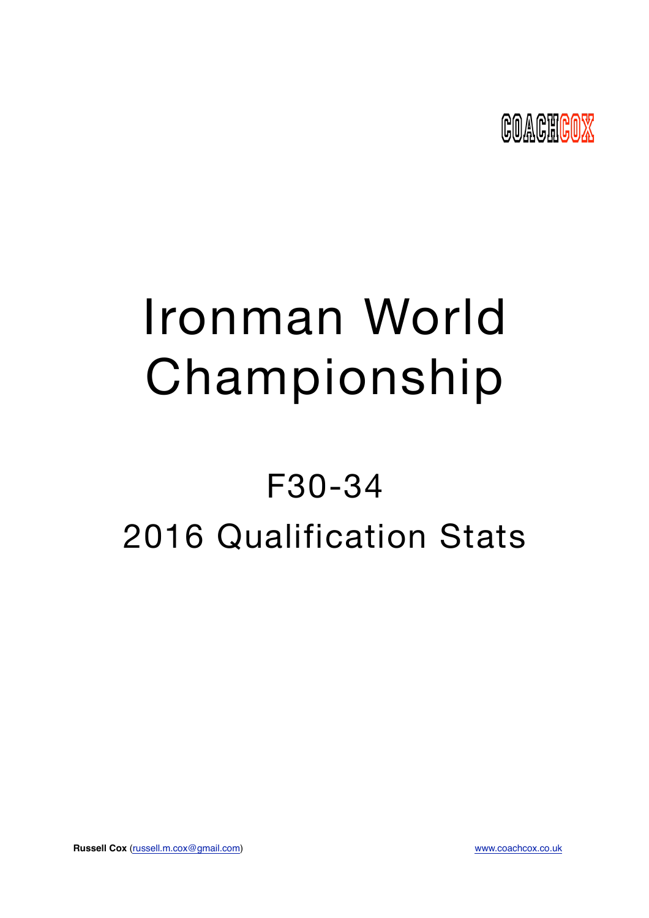COACHCOX

# Ironman World Championship

## F30-34

## 2016 Qualification Stats

**Russell Cox** (russell.m.cox@gmail.com)

www.coachcox.co.uk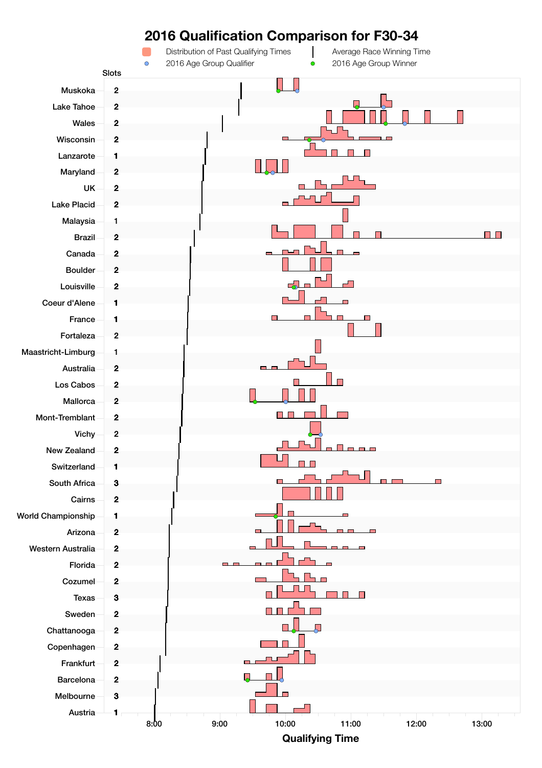# 2016 Qualification Comparison for F30-34

Distribution of Past Qualifying Times | Average Race Winning Time | 2016 Age Group Qualifier | 2016 Age Group Winner

| Race | Slots |
|---|---|
| Muskoka | 2 |
| Lake Tahoe | 2 |
| Wales | 2 |
| Wisconsin | 2 |
| Lanzarote | 1 |
| Maryland | 2 |
| UK | 2 |
| Lake Placid | 2 |
| Malaysia | 1 |
| Brazil | 2 |
| Canada | 2 |
| Boulder | 2 |
| Louisville | 2 |
| Coeur d'Alene | 1 |
| France | 1 |
| Fortaleza | 2 |
| Maastricht-Limburg | 1 |
| Australia | 2 |
| Los Cabos | 2 |
| Mallorca | 2 |
| Mont-Tremblant | 2 |
| Vichy | 2 |
| New Zealand | 2 |
| Switzerland | 1 |
| South Africa | 3 |
| Cairns | 2 |
| World Championship | 1 |
| Arizona | 2 |
| Western Australia | 2 |
| Florida | 2 |
| Cozumel | 2 |
| Texas | 3 |
| Sweden | 2 |
| Chattanooga | 2 |
| Copenhagen | 2 |
| Frankfurt | 2 |
| Barcelona | 2 |
| Melbourne | 3 |
| Austria | 1 |

Qualifying Time: 8:00, 9:00, 10:00, 11:00, 12:00, 13:00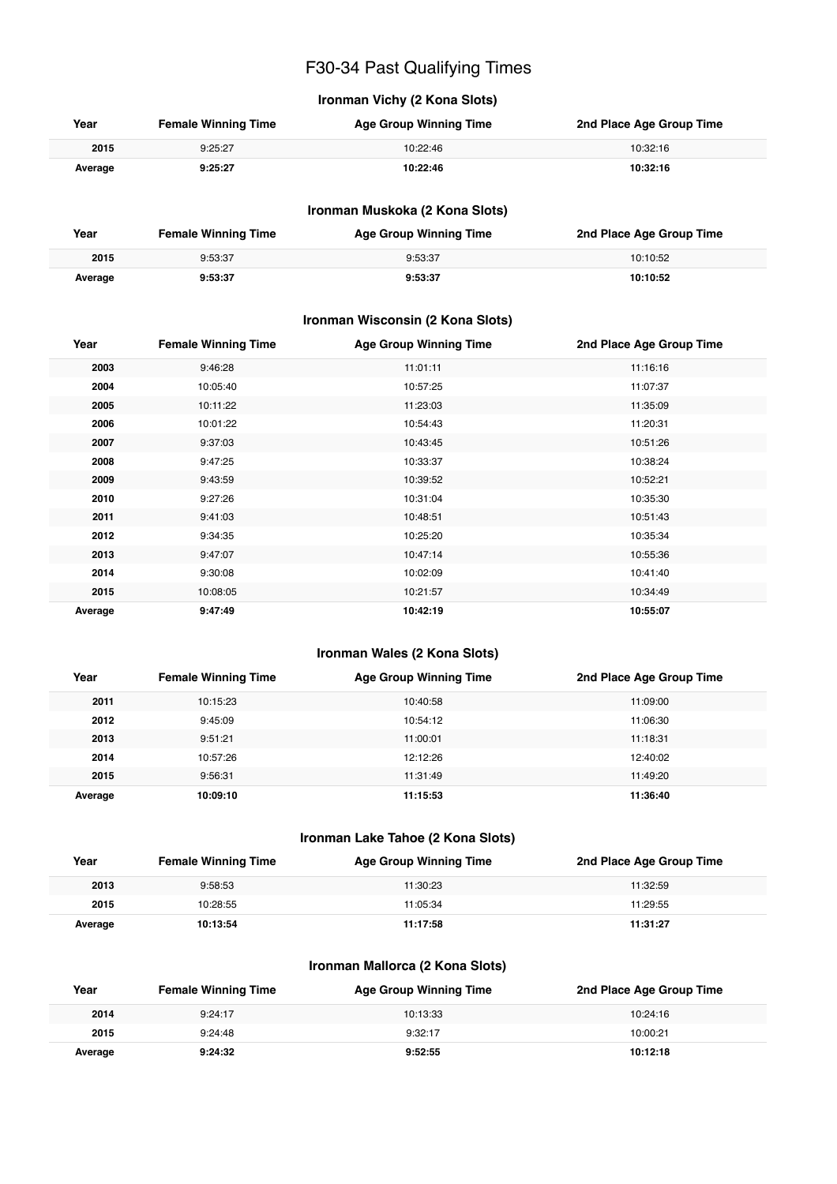# F30-34 Past Qualifying Times

### Ironman Vichy (2 Kona Slots)

| Year | Female Winning Time | Age Group Winning Time | 2nd Place Age Group Time |
|---|---|---|---|
| 2015 | 9:25:27 | 10:22:46 | 10:32:16 |
| **Average** | **9:25:27** | **10:22:46** | **10:32:16** |

### Ironman Muskoka (2 Kona Slots)

| Year | Female Winning Time | Age Group Winning Time | 2nd Place Age Group Time |
|---|---|---|---|
| 2015 | 9:53:37 | 9:53:37 | 10:10:52 |
| **Average** | **9:53:37** | **9:53:37** | **10:10:52** |

### Ironman Wisconsin (2 Kona Slots)

| Year | Female Winning Time | Age Group Winning Time | 2nd Place Age Group Time |
|---|---|---|---|
| 2003 | 9:46:28 | 11:01:11 | 11:16:16 |
| 2004 | 10:05:40 | 10:57:25 | 11:07:37 |
| 2005 | 10:11:22 | 11:23:03 | 11:35:09 |
| 2006 | 10:01:22 | 10:54:43 | 11:20:31 |
| 2007 | 9:37:03 | 10:43:45 | 10:51:26 |
| 2008 | 9:47:25 | 10:33:37 | 10:38:24 |
| 2009 | 9:43:59 | 10:39:52 | 10:52:21 |
| 2010 | 9:27:26 | 10:31:04 | 10:35:30 |
| 2011 | 9:41:03 | 10:48:51 | 10:51:43 |
| 2012 | 9:34:35 | 10:25:20 | 10:35:34 |
| 2013 | 9:47:07 | 10:47:14 | 10:55:36 |
| 2014 | 9:30:08 | 10:02:09 | 10:41:40 |
| 2015 | 10:08:05 | 10:21:57 | 10:34:49 |
| **Average** | **9:47:49** | **10:42:19** | **10:55:07** |

### Ironman Wales (2 Kona Slots)

| Year | Female Winning Time | Age Group Winning Time | 2nd Place Age Group Time |
|---|---|---|---|
| 2011 | 10:15:23 | 10:40:58 | 11:09:00 |
| 2012 | 9:45:09 | 10:54:12 | 11:06:30 |
| 2013 | 9:51:21 | 11:00:01 | 11:18:31 |
| 2014 | 10:57:26 | 12:12:26 | 12:40:02 |
| 2015 | 9:56:31 | 11:31:49 | 11:49:20 |
| **Average** | **10:09:10** | **11:15:53** | **11:36:40** |

### Ironman Lake Tahoe (2 Kona Slots)

| Year | Female Winning Time | Age Group Winning Time | 2nd Place Age Group Time |
|---|---|---|---|
| 2013 | 9:58:53 | 11:30:23 | 11:32:59 |
| 2015 | 10:28:55 | 11:05:34 | 11:29:55 |
| **Average** | **10:13:54** | **11:17:58** | **11:31:27** |

### Ironman Mallorca (2 Kona Slots)

| Year | Female Winning Time | Age Group Winning Time | 2nd Place Age Group Time |
|---|---|---|---|
| 2014 | 9:24:17 | 10:13:33 | 10:24:16 |
| 2015 | 9:24:48 | 9:32:17 | 10:00:21 |
| **Average** | **9:24:32** | **9:52:55** | **10:12:18** |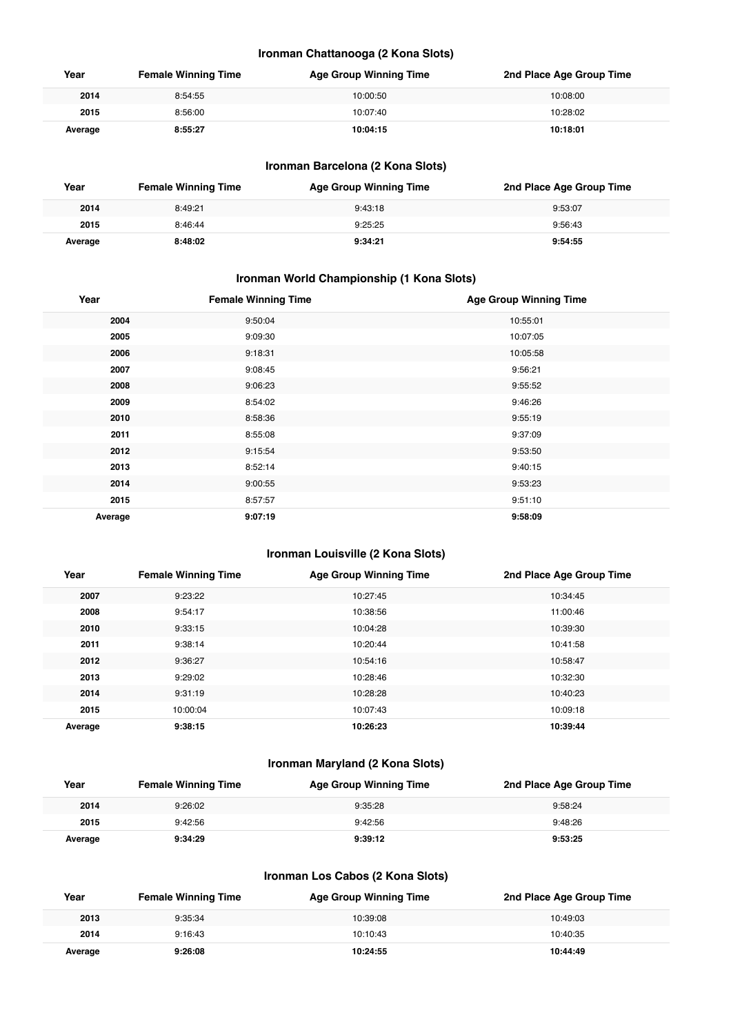### Ironman Chattanooga (2 Kona Slots)

| Year | Female Winning Time | Age Group Winning Time | 2nd Place Age Group Time |
|---|---|---|---|
| 2014 | 8:54:55 | 10:00:50 | 10:08:00 |
| 2015 | 8:56:00 | 10:07:40 | 10:28:02 |
| **Average** | **8:55:27** | **10:04:15** | **10:18:01** |

### Ironman Barcelona (2 Kona Slots)

| Year | Female Winning Time | Age Group Winning Time | 2nd Place Age Group Time |
|---|---|---|---|
| 2014 | 8:49:21 | 9:43:18 | 9:53:07 |
| 2015 | 8:46:44 | 9:25:25 | 9:56:43 |
| **Average** | **8:48:02** | **9:34:21** | **9:54:55** |

### Ironman World Championship (1 Kona Slots)

| Year | Female Winning Time | Age Group Winning Time |
|---|---|---|
| 2004 | 9:50:04 | 10:55:01 |
| 2005 | 9:09:30 | 10:07:05 |
| 2006 | 9:18:31 | 10:05:58 |
| 2007 | 9:08:45 | 9:56:21 |
| 2008 | 9:06:23 | 9:55:52 |
| 2009 | 8:54:02 | 9:46:26 |
| 2010 | 8:58:36 | 9:55:19 |
| 2011 | 8:55:08 | 9:37:09 |
| 2012 | 9:15:54 | 9:53:50 |
| 2013 | 8:52:14 | 9:40:15 |
| 2014 | 9:00:55 | 9:53:23 |
| 2015 | 8:57:57 | 9:51:10 |
| **Average** | **9:07:19** | **9:58:09** |

### Ironman Louisville (2 Kona Slots)

| Year | Female Winning Time | Age Group Winning Time | 2nd Place Age Group Time |
|---|---|---|---|
| 2007 | 9:23:22 | 10:27:45 | 10:34:45 |
| 2008 | 9:54:17 | 10:38:56 | 11:00:46 |
| 2010 | 9:33:15 | 10:04:28 | 10:39:30 |
| 2011 | 9:38:14 | 10:20:44 | 10:41:58 |
| 2012 | 9:36:27 | 10:54:16 | 10:58:47 |
| 2013 | 9:29:02 | 10:28:46 | 10:32:30 |
| 2014 | 9:31:19 | 10:28:28 | 10:40:23 |
| 2015 | 10:00:04 | 10:07:43 | 10:09:18 |
| **Average** | **9:38:15** | **10:26:23** | **10:39:44** |

### Ironman Maryland (2 Kona Slots)

| Year | Female Winning Time | Age Group Winning Time | 2nd Place Age Group Time |
|---|---|---|---|
| 2014 | 9:26:02 | 9:35:28 | 9:58:24 |
| 2015 | 9:42:56 | 9:42:56 | 9:48:26 |
| **Average** | **9:34:29** | **9:39:12** | **9:53:25** |

### Ironman Los Cabos (2 Kona Slots)

| Year | Female Winning Time | Age Group Winning Time | 2nd Place Age Group Time |
|---|---|---|---|
| 2013 | 9:35:34 | 10:39:08 | 10:49:03 |
| 2014 | 9:16:43 | 10:10:43 | 10:40:35 |
| **Average** | **9:26:08** | **10:24:55** | **10:44:49** |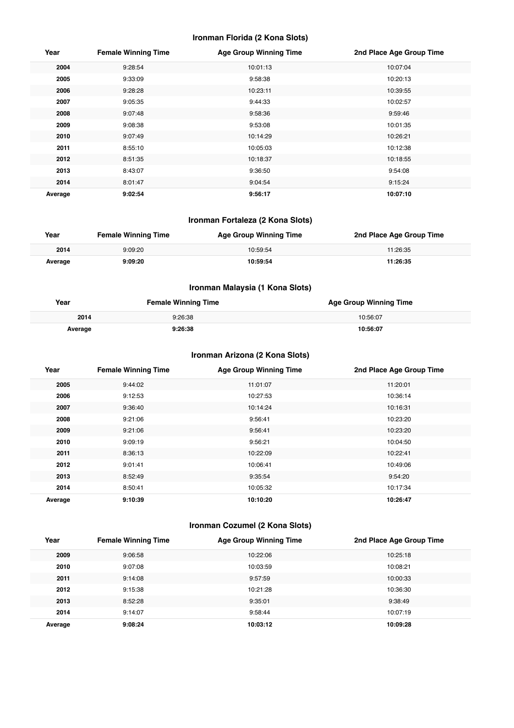### Ironman Florida (2 Kona Slots)

| Year | Female Winning Time | Age Group Winning Time | 2nd Place Age Group Time |
|---|---|---|---|
| **2004** | 9:28:54 | 10:01:13 | 10:07:04 |
| **2005** | 9:33:09 | 9:58:38 | 10:20:13 |
| **2006** | 9:28:28 | 10:23:11 | 10:39:55 |
| **2007** | 9:05:35 | 9:44:33 | 10:02:57 |
| **2008** | 9:07:48 | 9:58:36 | 9:59:46 |
| **2009** | 9:08:38 | 9:53:08 | 10:01:35 |
| **2010** | 9:07:49 | 10:14:29 | 10:26:21 |
| **2011** | 8:55:10 | 10:05:03 | 10:12:38 |
| **2012** | 8:51:35 | 10:18:37 | 10:18:55 |
| **2013** | 8:43:07 | 9:36:50 | 9:54:08 |
| **2014** | 8:01:47 | 9:04:54 | 9:15:24 |
| **Average** | **9:02:54** | **9:56:17** | **10:07:10** |

### Ironman Fortaleza (2 Kona Slots)

| Year | Female Winning Time | Age Group Winning Time | 2nd Place Age Group Time |
|---|---|---|---|
| **2014** | 9:09:20 | 10:59:54 | 11:26:35 |
| **Average** | **9:09:20** | **10:59:54** | **11:26:35** |

### Ironman Malaysia (1 Kona Slots)

| Year | Female Winning Time | Age Group Winning Time |
|---|---|---|
| **2014** | 9:26:38 | 10:56:07 |
| **Average** | **9:26:38** | **10:56:07** |

### Ironman Arizona (2 Kona Slots)

| Year | Female Winning Time | Age Group Winning Time | 2nd Place Age Group Time |
|---|---|---|---|
| **2005** | 9:44:02 | 11:01:07 | 11:20:01 |
| **2006** | 9:12:53 | 10:27:53 | 10:36:14 |
| **2007** | 9:36:40 | 10:14:24 | 10:16:31 |
| **2008** | 9:21:06 | 9:56:41 | 10:23:20 |
| **2009** | 9:21:06 | 9:56:41 | 10:23:20 |
| **2010** | 9:09:19 | 9:56:21 | 10:04:50 |
| **2011** | 8:36:13 | 10:22:09 | 10:22:41 |
| **2012** | 9:01:41 | 10:06:41 | 10:49:06 |
| **2013** | 8:52:49 | 9:35:54 | 9:54:20 |
| **2014** | 8:50:41 | 10:05:32 | 10:17:34 |
| **Average** | **9:10:39** | **10:10:20** | **10:26:47** |

### Ironman Cozumel (2 Kona Slots)

| Year | Female Winning Time | Age Group Winning Time | 2nd Place Age Group Time |
|---|---|---|---|
| **2009** | 9:06:58 | 10:22:06 | 10:25:18 |
| **2010** | 9:07:08 | 10:03:59 | 10:08:21 |
| **2011** | 9:14:08 | 9:57:59 | 10:00:33 |
| **2012** | 9:15:38 | 10:21:28 | 10:36:30 |
| **2013** | 8:52:28 | 9:35:01 | 9:38:49 |
| **2014** | 9:14:07 | 9:58:44 | 10:07:19 |
| **Average** | **9:08:24** | **10:03:12** | **10:09:28** |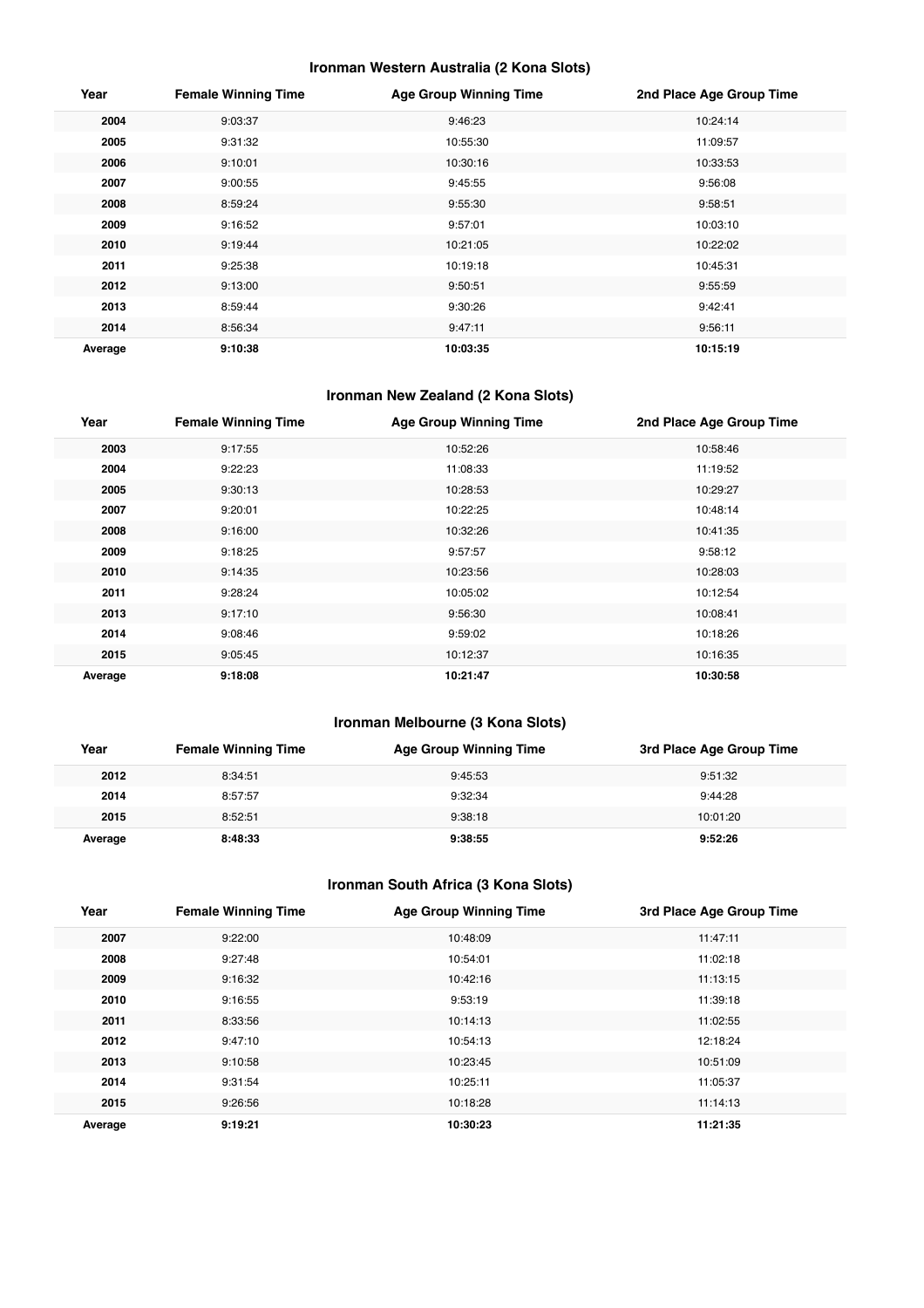### Ironman Western Australia (2 Kona Slots)

| Year | Female Winning Time | Age Group Winning Time | 2nd Place Age Group Time |
|---|---|---|---|
| **2004** | 9:03:37 | 9:46:23 | 10:24:14 |
| **2005** | 9:31:32 | 10:55:30 | 11:09:57 |
| **2006** | 9:10:01 | 10:30:16 | 10:33:53 |
| **2007** | 9:00:55 | 9:45:55 | 9:56:08 |
| **2008** | 8:59:24 | 9:55:30 | 9:58:51 |
| **2009** | 9:16:52 | 9:57:01 | 10:03:10 |
| **2010** | 9:19:44 | 10:21:05 | 10:22:02 |
| **2011** | 9:25:38 | 10:19:18 | 10:45:31 |
| **2012** | 9:13:00 | 9:50:51 | 9:55:59 |
| **2013** | 8:59:44 | 9:30:26 | 9:42:41 |
| **2014** | 8:56:34 | 9:47:11 | 9:56:11 |
| **Average** | **9:10:38** | **10:03:35** | **10:15:19** |

### Ironman New Zealand (2 Kona Slots)

| Year | Female Winning Time | Age Group Winning Time | 2nd Place Age Group Time |
|---|---|---|---|
| **2003** | 9:17:55 | 10:52:26 | 10:58:46 |
| **2004** | 9:22:23 | 11:08:33 | 11:19:52 |
| **2005** | 9:30:13 | 10:28:53 | 10:29:27 |
| **2007** | 9:20:01 | 10:22:25 | 10:48:14 |
| **2008** | 9:16:00 | 10:32:26 | 10:41:35 |
| **2009** | 9:18:25 | 9:57:57 | 9:58:12 |
| **2010** | 9:14:35 | 10:23:56 | 10:28:03 |
| **2011** | 9:28:24 | 10:05:02 | 10:12:54 |
| **2013** | 9:17:10 | 9:56:30 | 10:08:41 |
| **2014** | 9:08:46 | 9:59:02 | 10:18:26 |
| **2015** | 9:05:45 | 10:12:37 | 10:16:35 |
| **Average** | **9:18:08** | **10:21:47** | **10:30:58** |

### Ironman Melbourne (3 Kona Slots)

| Year | Female Winning Time | Age Group Winning Time | 3rd Place Age Group Time |
|---|---|---|---|
| **2012** | 8:34:51 | 9:45:53 | 9:51:32 |
| **2014** | 8:57:57 | 9:32:34 | 9:44:28 |
| **2015** | 8:52:51 | 9:38:18 | 10:01:20 |
| **Average** | **8:48:33** | **9:38:55** | **9:52:26** |

### Ironman South Africa (3 Kona Slots)

| Year | Female Winning Time | Age Group Winning Time | 3rd Place Age Group Time |
|---|---|---|---|
| **2007** | 9:22:00 | 10:48:09 | 11:47:11 |
| **2008** | 9:27:48 | 10:54:01 | 11:02:18 |
| **2009** | 9:16:32 | 10:42:16 | 11:13:15 |
| **2010** | 9:16:55 | 9:53:19 | 11:39:18 |
| **2011** | 8:33:56 | 10:14:13 | 11:02:55 |
| **2012** | 9:47:10 | 10:54:13 | 12:18:24 |
| **2013** | 9:10:58 | 10:23:45 | 10:51:09 |
| **2014** | 9:31:54 | 10:25:11 | 11:05:37 |
| **2015** | 9:26:56 | 10:18:28 | 11:14:13 |
| **Average** | **9:19:21** | **10:30:23** | **11:21:35** |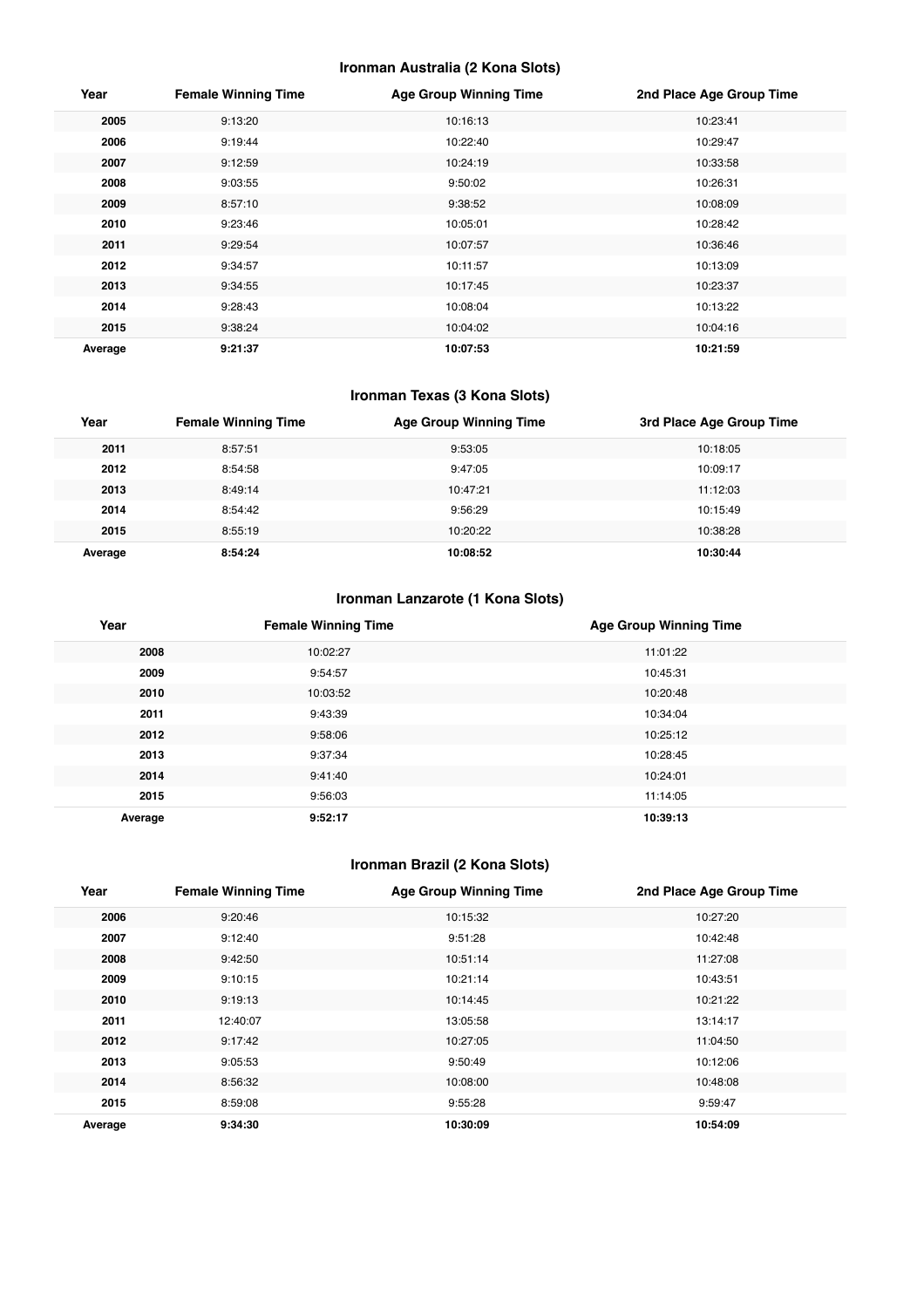### Ironman Australia (2 Kona Slots)

| Year | Female Winning Time | Age Group Winning Time | 2nd Place Age Group Time |
|---|---|---|---|
| **2005** | 9:13:20 | 10:16:13 | 10:23:41 |
| **2006** | 9:19:44 | 10:22:40 | 10:29:47 |
| **2007** | 9:12:59 | 10:24:19 | 10:33:58 |
| **2008** | 9:03:55 | 9:50:02 | 10:26:31 |
| **2009** | 8:57:10 | 9:38:52 | 10:08:09 |
| **2010** | 9:23:46 | 10:05:01 | 10:28:42 |
| **2011** | 9:29:54 | 10:07:57 | 10:36:46 |
| **2012** | 9:34:57 | 10:11:57 | 10:13:09 |
| **2013** | 9:34:55 | 10:17:45 | 10:23:37 |
| **2014** | 9:28:43 | 10:08:04 | 10:13:22 |
| **2015** | 9:38:24 | 10:04:02 | 10:04:16 |
| **Average** | **9:21:37** | **10:07:53** | **10:21:59** |

### Ironman Texas (3 Kona Slots)

| Year | Female Winning Time | Age Group Winning Time | 3rd Place Age Group Time |
|---|---|---|---|
| **2011** | 8:57:51 | 9:53:05 | 10:18:05 |
| **2012** | 8:54:58 | 9:47:05 | 10:09:17 |
| **2013** | 8:49:14 | 10:47:21 | 11:12:03 |
| **2014** | 8:54:42 | 9:56:29 | 10:15:49 |
| **2015** | 8:55:19 | 10:20:22 | 10:38:28 |
| **Average** | **8:54:24** | **10:08:52** | **10:30:44** |

### Ironman Lanzarote (1 Kona Slots)

| Year | Female Winning Time | Age Group Winning Time |
|---|---|---|
| **2008** | 10:02:27 | 11:01:22 |
| **2009** | 9:54:57 | 10:45:31 |
| **2010** | 10:03:52 | 10:20:48 |
| **2011** | 9:43:39 | 10:34:04 |
| **2012** | 9:58:06 | 10:25:12 |
| **2013** | 9:37:34 | 10:28:45 |
| **2014** | 9:41:40 | 10:24:01 |
| **2015** | 9:56:03 | 11:14:05 |
| **Average** | **9:52:17** | **10:39:13** |

### Ironman Brazil (2 Kona Slots)

| Year | Female Winning Time | Age Group Winning Time | 2nd Place Age Group Time |
|---|---|---|---|
| **2006** | 9:20:46 | 10:15:32 | 10:27:20 |
| **2007** | 9:12:40 | 9:51:28 | 10:42:48 |
| **2008** | 9:42:50 | 10:51:14 | 11:27:08 |
| **2009** | 9:10:15 | 10:21:14 | 10:43:51 |
| **2010** | 9:19:13 | 10:14:45 | 10:21:22 |
| **2011** | 12:40:07 | 13:05:58 | 13:14:17 |
| **2012** | 9:17:42 | 10:27:05 | 11:04:50 |
| **2013** | 9:05:53 | 9:50:49 | 10:12:06 |
| **2014** | 8:56:32 | 10:08:00 | 10:48:08 |
| **2015** | 8:59:08 | 9:55:28 | 9:59:47 |
| **Average** | **9:34:30** | **10:30:09** | **10:54:09** |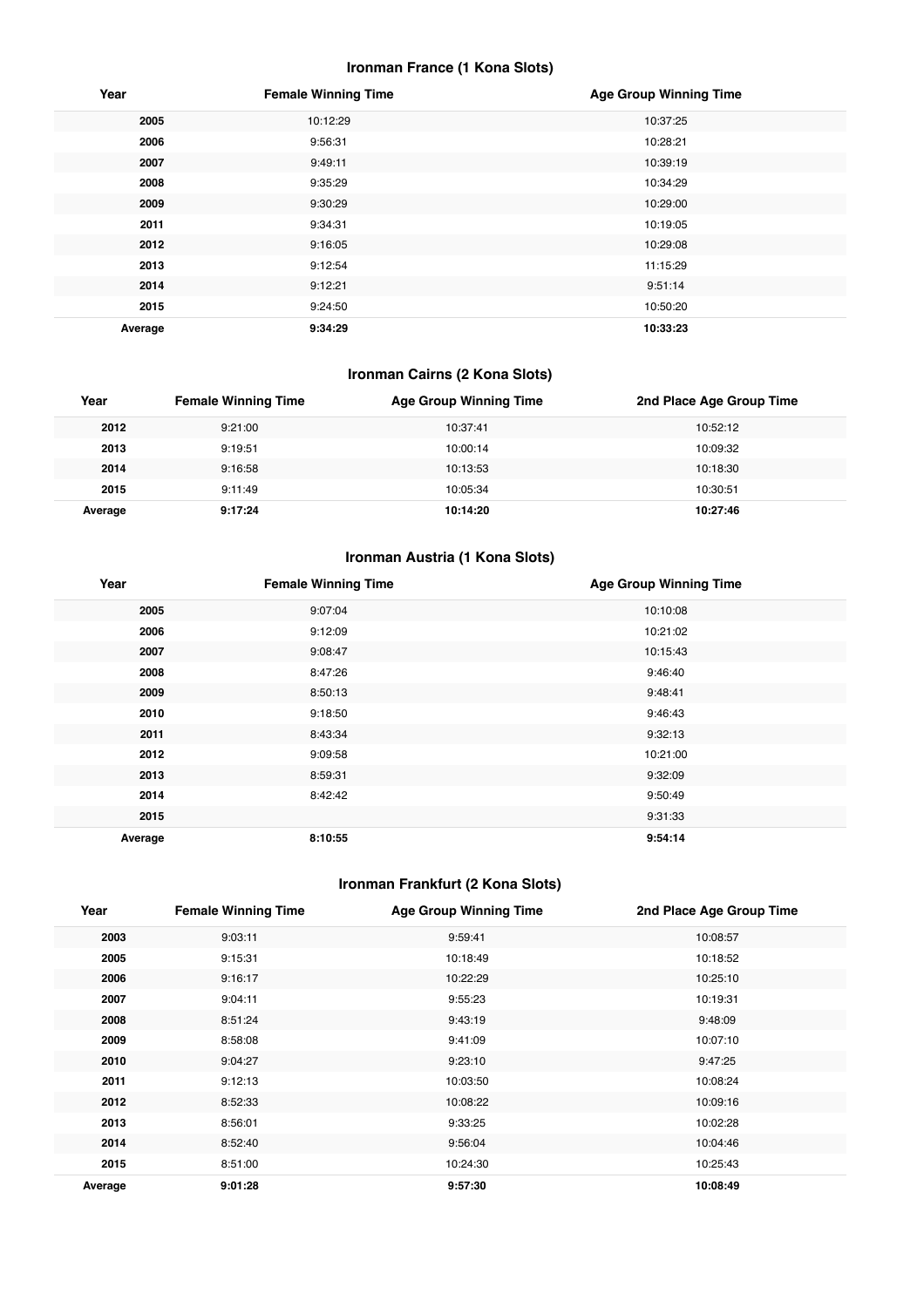### Ironman France (1 Kona Slots)

| Year | Female Winning Time | Age Group Winning Time |
|---|---|---|
| 2005 | 10:12:29 | 10:37:25 |
| 2006 | 9:56:31 | 10:28:21 |
| 2007 | 9:49:11 | 10:39:19 |
| 2008 | 9:35:29 | 10:34:29 |
| 2009 | 9:30:29 | 10:29:00 |
| 2011 | 9:34:31 | 10:19:05 |
| 2012 | 9:16:05 | 10:29:08 |
| 2013 | 9:12:54 | 11:15:29 |
| 2014 | 9:12:21 | 9:51:14 |
| 2015 | 9:24:50 | 10:50:20 |
| **Average** | **9:34:29** | **10:33:23** |

### Ironman Cairns (2 Kona Slots)

| Year | Female Winning Time | Age Group Winning Time | 2nd Place Age Group Time |
|---|---|---|---|
| 2012 | 9:21:00 | 10:37:41 | 10:52:12 |
| 2013 | 9:19:51 | 10:00:14 | 10:09:32 |
| 2014 | 9:16:58 | 10:13:53 | 10:18:30 |
| 2015 | 9:11:49 | 10:05:34 | 10:30:51 |
| **Average** | **9:17:24** | **10:14:20** | **10:27:46** |

### Ironman Austria (1 Kona Slots)

| Year | Female Winning Time | Age Group Winning Time |
|---|---|---|
| 2005 | 9:07:04 | 10:10:08 |
| 2006 | 9:12:09 | 10:21:02 |
| 2007 | 9:08:47 | 10:15:43 |
| 2008 | 8:47:26 | 9:46:40 |
| 2009 | 8:50:13 | 9:48:41 |
| 2010 | 9:18:50 | 9:46:43 |
| 2011 | 8:43:34 | 9:32:13 |
| 2012 | 9:09:58 | 10:21:00 |
| 2013 | 8:59:31 | 9:32:09 |
| 2014 | 8:42:42 | 9:50:49 |
| 2015 | | 9:31:33 |
| **Average** | **8:10:55** | **9:54:14** |

### Ironman Frankfurt (2 Kona Slots)

| Year | Female Winning Time | Age Group Winning Time | 2nd Place Age Group Time |
|---|---|---|---|
| 2003 | 9:03:11 | 9:59:41 | 10:08:57 |
| 2005 | 9:15:31 | 10:18:49 | 10:18:52 |
| 2006 | 9:16:17 | 10:22:29 | 10:25:10 |
| 2007 | 9:04:11 | 9:55:23 | 10:19:31 |
| 2008 | 8:51:24 | 9:43:19 | 9:48:09 |
| 2009 | 8:58:08 | 9:41:09 | 10:07:10 |
| 2010 | 9:04:27 | 9:23:10 | 9:47:25 |
| 2011 | 9:12:13 | 10:03:50 | 10:08:24 |
| 2012 | 8:52:33 | 10:08:22 | 10:09:16 |
| 2013 | 8:56:01 | 9:33:25 | 10:02:28 |
| 2014 | 8:52:40 | 9:56:04 | 10:04:46 |
| 2015 | 8:51:00 | 10:24:30 | 10:25:43 |
| **Average** | **9:01:28** | **9:57:30** | **10:08:49** |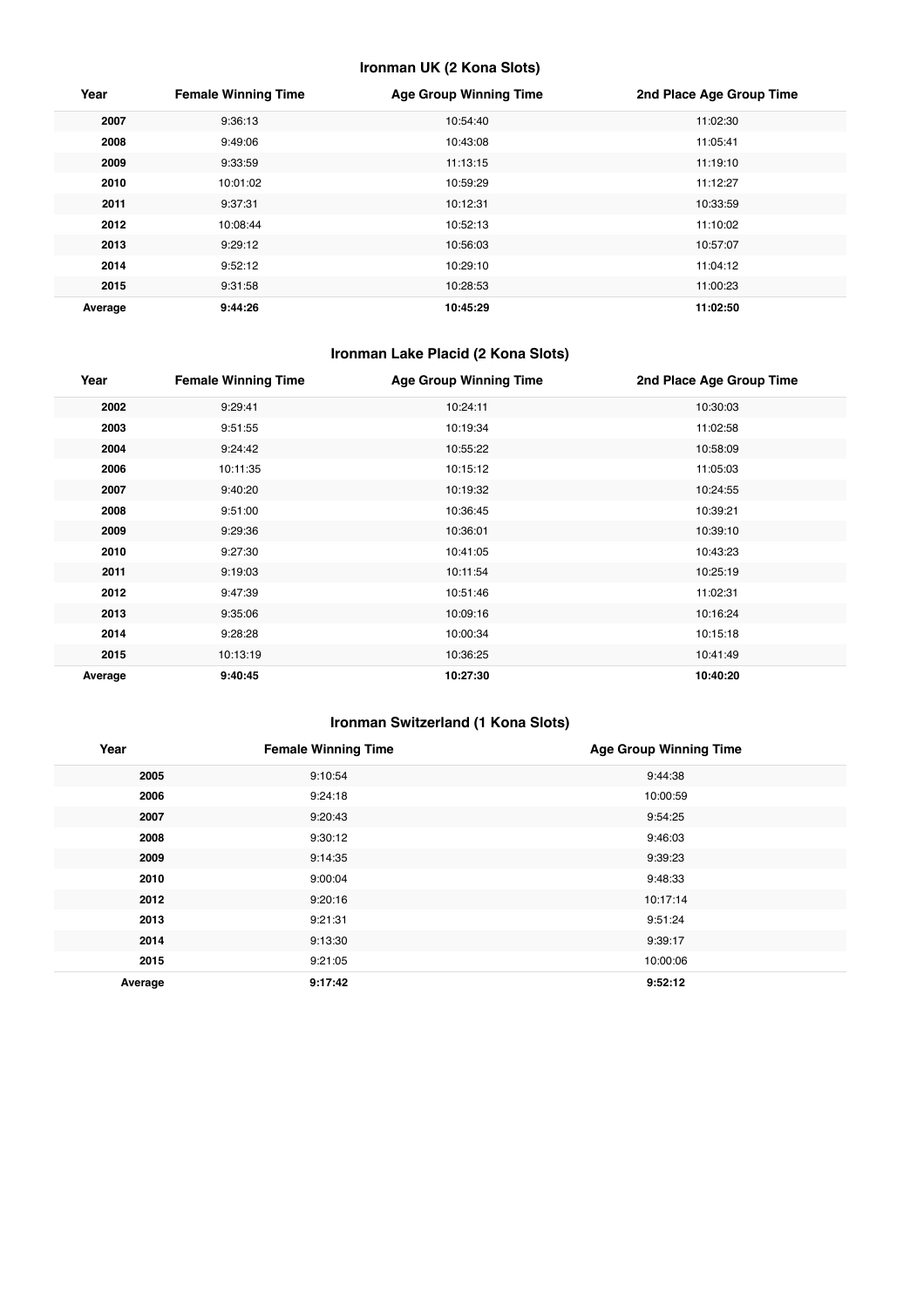### Ironman UK (2 Kona Slots)

| Year | Female Winning Time | Age Group Winning Time | 2nd Place Age Group Time |
|---|---|---|---|
| **2007** | 9:36:13 | 10:54:40 | 11:02:30 |
| **2008** | 9:49:06 | 10:43:08 | 11:05:41 |
| **2009** | 9:33:59 | 11:13:15 | 11:19:10 |
| **2010** | 10:01:02 | 10:59:29 | 11:12:27 |
| **2011** | 9:37:31 | 10:12:31 | 10:33:59 |
| **2012** | 10:08:44 | 10:52:13 | 11:10:02 |
| **2013** | 9:29:12 | 10:56:03 | 10:57:07 |
| **2014** | 9:52:12 | 10:29:10 | 11:04:12 |
| **2015** | 9:31:58 | 10:28:53 | 11:00:23 |
| **Average** | **9:44:26** | **10:45:29** | **11:02:50** |

### Ironman Lake Placid (2 Kona Slots)

| Year | Female Winning Time | Age Group Winning Time | 2nd Place Age Group Time |
|---|---|---|---|
| **2002** | 9:29:41 | 10:24:11 | 10:30:03 |
| **2003** | 9:51:55 | 10:19:34 | 11:02:58 |
| **2004** | 9:24:42 | 10:55:22 | 10:58:09 |
| **2006** | 10:11:35 | 10:15:12 | 11:05:03 |
| **2007** | 9:40:20 | 10:19:32 | 10:24:55 |
| **2008** | 9:51:00 | 10:36:45 | 10:39:21 |
| **2009** | 9:29:36 | 10:36:01 | 10:39:10 |
| **2010** | 9:27:30 | 10:41:05 | 10:43:23 |
| **2011** | 9:19:03 | 10:11:54 | 10:25:19 |
| **2012** | 9:47:39 | 10:51:46 | 11:02:31 |
| **2013** | 9:35:06 | 10:09:16 | 10:16:24 |
| **2014** | 9:28:28 | 10:00:34 | 10:15:18 |
| **2015** | 10:13:19 | 10:36:25 | 10:41:49 |
| **Average** | **9:40:45** | **10:27:30** | **10:40:20** |

### Ironman Switzerland (1 Kona Slots)

| Year | Female Winning Time | Age Group Winning Time |
|---|---|---|
| **2005** | 9:10:54 | 9:44:38 |
| **2006** | 9:24:18 | 10:00:59 |
| **2007** | 9:20:43 | 9:54:25 |
| **2008** | 9:30:12 | 9:46:03 |
| **2009** | 9:14:35 | 9:39:23 |
| **2010** | 9:00:04 | 9:48:33 |
| **2012** | 9:20:16 | 10:17:14 |
| **2013** | 9:21:31 | 9:51:24 |
| **2014** | 9:13:30 | 9:39:17 |
| **2015** | 9:21:05 | 10:00:06 |
| **Average** | **9:17:42** | **9:52:12** |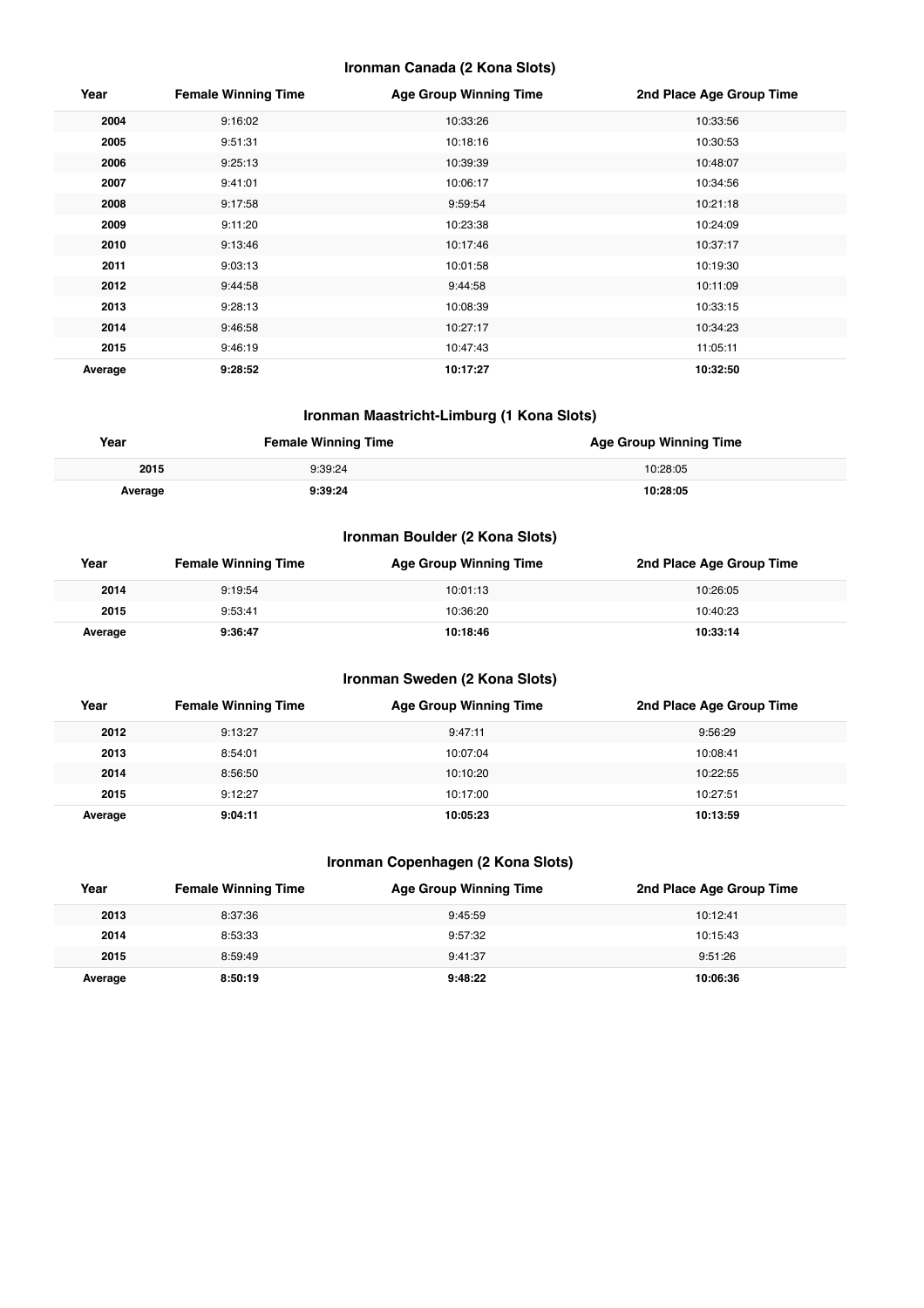### Ironman Canada (2 Kona Slots)

| Year | Female Winning Time | Age Group Winning Time | 2nd Place Age Group Time |
|---|---|---|---|
| **2004** | 9:16:02 | 10:33:26 | 10:33:56 |
| **2005** | 9:51:31 | 10:18:16 | 10:30:53 |
| **2006** | 9:25:13 | 10:39:39 | 10:48:07 |
| **2007** | 9:41:01 | 10:06:17 | 10:34:56 |
| **2008** | 9:17:58 | 9:59:54 | 10:21:18 |
| **2009** | 9:11:20 | 10:23:38 | 10:24:09 |
| **2010** | 9:13:46 | 10:17:46 | 10:37:17 |
| **2011** | 9:03:13 | 10:01:58 | 10:19:30 |
| **2012** | 9:44:58 | 9:44:58 | 10:11:09 |
| **2013** | 9:28:13 | 10:08:39 | 10:33:15 |
| **2014** | 9:46:58 | 10:27:17 | 10:34:23 |
| **2015** | 9:46:19 | 10:47:43 | 11:05:11 |
| **Average** | **9:28:52** | **10:17:27** | **10:32:50** |

### Ironman Maastricht-Limburg (1 Kona Slots)

| Year | Female Winning Time | Age Group Winning Time |
|---|---|---|
| **2015** | 9:39:24 | 10:28:05 |
| **Average** | **9:39:24** | **10:28:05** |

### Ironman Boulder (2 Kona Slots)

| Year | Female Winning Time | Age Group Winning Time | 2nd Place Age Group Time |
|---|---|---|---|
| **2014** | 9:19:54 | 10:01:13 | 10:26:05 |
| **2015** | 9:53:41 | 10:36:20 | 10:40:23 |
| **Average** | **9:36:47** | **10:18:46** | **10:33:14** |

### Ironman Sweden (2 Kona Slots)

| Year | Female Winning Time | Age Group Winning Time | 2nd Place Age Group Time |
|---|---|---|---|
| **2012** | 9:13:27 | 9:47:11 | 9:56:29 |
| **2013** | 8:54:01 | 10:07:04 | 10:08:41 |
| **2014** | 8:56:50 | 10:10:20 | 10:22:55 |
| **2015** | 9:12:27 | 10:17:00 | 10:27:51 |
| **Average** | **9:04:11** | **10:05:23** | **10:13:59** |

### Ironman Copenhagen (2 Kona Slots)

| Year | Female Winning Time | Age Group Winning Time | 2nd Place Age Group Time |
|---|---|---|---|
| **2013** | 8:37:36 | 9:45:59 | 10:12:41 |
| **2014** | 8:53:33 | 9:57:32 | 10:15:43 |
| **2015** | 8:59:49 | 9:41:37 | 9:51:26 |
| **Average** | **8:50:19** | **9:48:22** | **10:06:36** |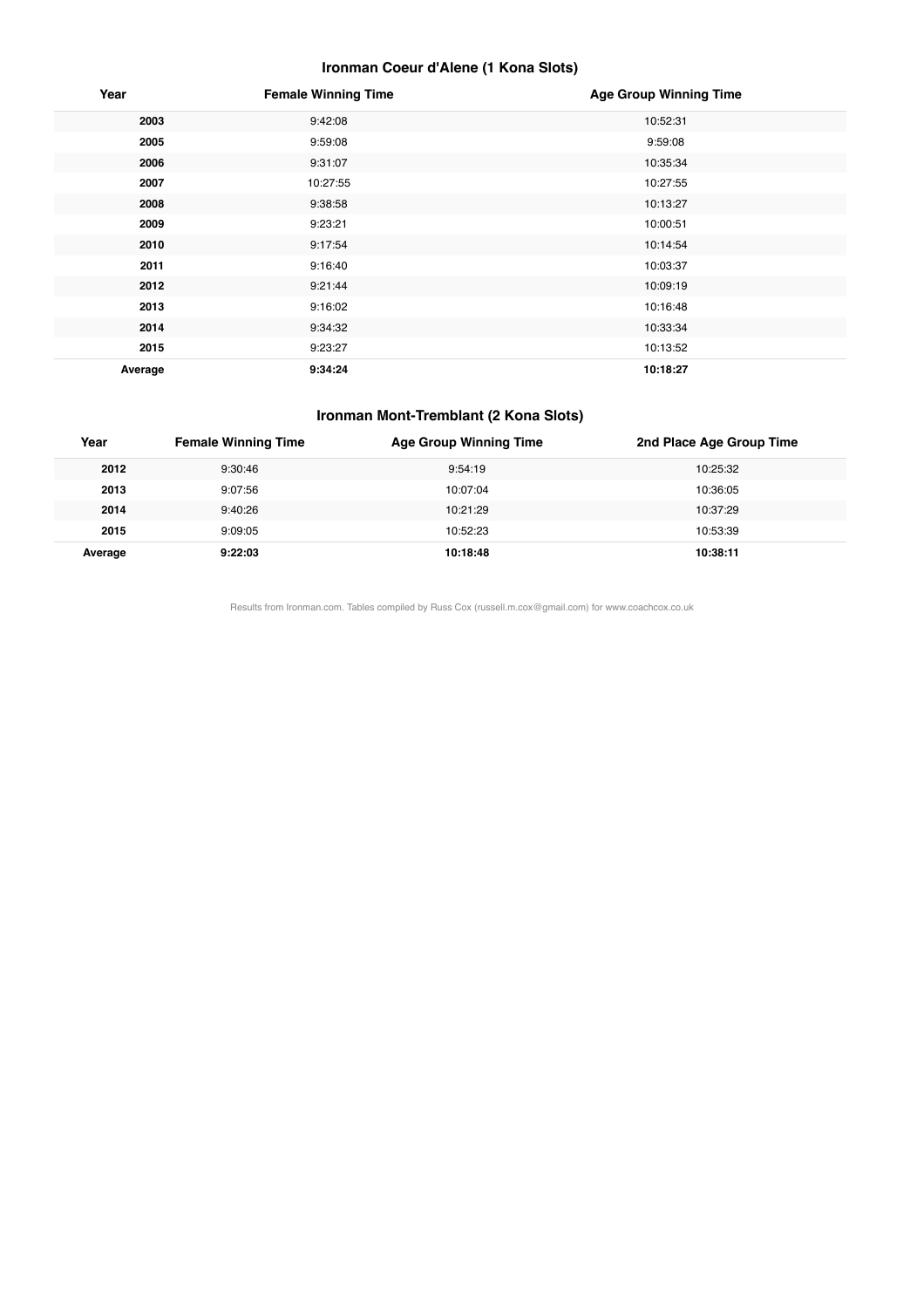### Ironman Coeur d'Alene (1 Kona Slots)

| Year | Female Winning Time | Age Group Winning Time |
|---|---|---|
| **2003** | 9:42:08 | 10:52:31 |
| **2005** | 9:59:08 | 9:59:08 |
| **2006** | 9:31:07 | 10:35:34 |
| **2007** | 10:27:55 | 10:27:55 |
| **2008** | 9:38:58 | 10:13:27 |
| **2009** | 9:23:21 | 10:00:51 |
| **2010** | 9:17:54 | 10:14:54 |
| **2011** | 9:16:40 | 10:03:37 |
| **2012** | 9:21:44 | 10:09:19 |
| **2013** | 9:16:02 | 10:16:48 |
| **2014** | 9:34:32 | 10:33:34 |
| **2015** | 9:23:27 | 10:13:52 |
| **Average** | **9:34:24** | **10:18:27** |

### Ironman Mont-Tremblant (2 Kona Slots)

| Year | Female Winning Time | Age Group Winning Time | 2nd Place Age Group Time |
|---|---|---|---|
| **2012** | 9:30:46 | 9:54:19 | 10:25:32 |
| **2013** | 9:07:56 | 10:07:04 | 10:36:05 |
| **2014** | 9:40:26 | 10:21:29 | 10:37:29 |
| **2015** | 9:09:05 | 10:52:23 | 10:53:39 |
| **Average** | **9:22:03** | **10:18:48** | **10:38:11** |

Results from Ironman.com. Tables compiled by Russ Cox (russell.m.cox@gmail.com) for www.coachcox.co.uk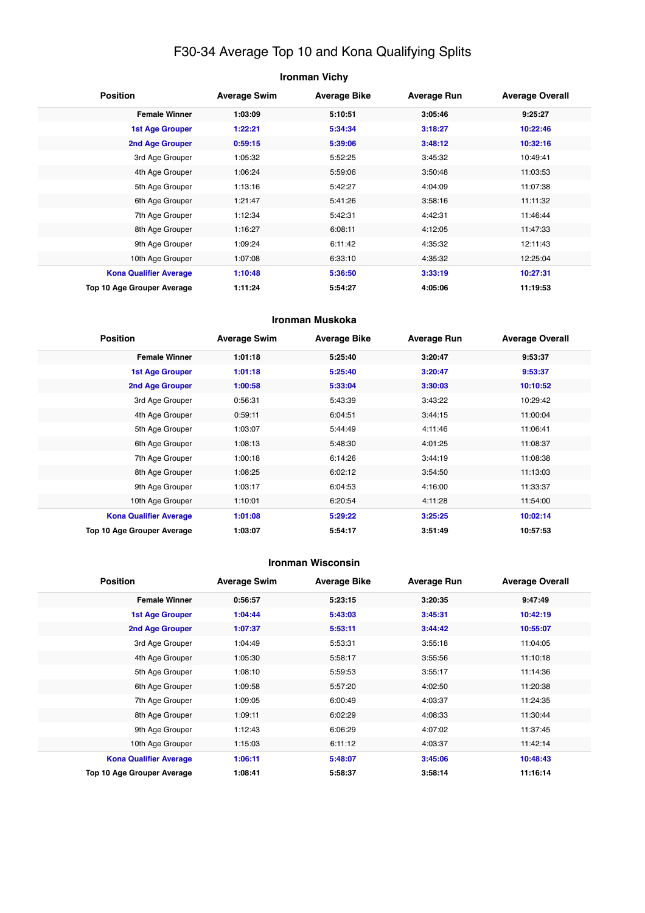# F30-34 Average Top 10 and Kona Qualifying Splits

## Ironman Vichy

| Position | Average Swim | Average Bike | Average Run | Average Overall |
|---|---|---|---|---|
| **Female Winner** | **1:03:09** | **5:10:51** | **3:05:46** | **9:25:27** |
| **1st Age Grouper** | **1:22:21** | **5:34:34** | **3:18:27** | **10:22:46** |
| **2nd Age Grouper** | **0:59:15** | **5:39:06** | **3:48:12** | **10:32:16** |
| 3rd Age Grouper | 1:05:32 | 5:52:25 | 3:45:32 | 10:49:41 |
| 4th Age Grouper | 1:06:24 | 5:59:06 | 3:50:48 | 11:03:53 |
| 5th Age Grouper | 1:13:16 | 5:42:27 | 4:04:09 | 11:07:38 |
| 6th Age Grouper | 1:21:47 | 5:41:26 | 3:58:16 | 11:11:32 |
| 7th Age Grouper | 1:12:34 | 5:42:31 | 4:42:31 | 11:46:44 |
| 8th Age Grouper | 1:16:27 | 6:08:11 | 4:12:05 | 11:47:33 |
| 9th Age Grouper | 1:09:24 | 6:11:42 | 4:35:32 | 12:11:43 |
| 10th Age Grouper | 1:07:08 | 6:33:10 | 4:35:32 | 12:25:04 |
| **Kona Qualifier Average** | **1:10:48** | **5:36:50** | **3:33:19** | **10:27:31** |
| **Top 10 Age Grouper Average** | **1:11:24** | **5:54:27** | **4:05:06** | **11:19:53** |

## Ironman Muskoka

| Position | Average Swim | Average Bike | Average Run | Average Overall |
|---|---|---|---|---|
| **Female Winner** | **1:01:18** | **5:25:40** | **3:20:47** | **9:53:37** |
| **1st Age Grouper** | **1:01:18** | **5:25:40** | **3:20:47** | **9:53:37** |
| **2nd Age Grouper** | **1:00:58** | **5:33:04** | **3:30:03** | **10:10:52** |
| 3rd Age Grouper | 0:56:31 | 5:43:39 | 3:43:22 | 10:29:42 |
| 4th Age Grouper | 0:59:11 | 6:04:51 | 3:44:15 | 11:00:04 |
| 5th Age Grouper | 1:03:07 | 5:44:49 | 4:11:46 | 11:06:41 |
| 6th Age Grouper | 1:08:13 | 5:48:30 | 4:01:25 | 11:08:37 |
| 7th Age Grouper | 1:00:18 | 6:14:26 | 3:44:19 | 11:08:38 |
| 8th Age Grouper | 1:08:25 | 6:02:12 | 3:54:50 | 11:13:03 |
| 9th Age Grouper | 1:03:17 | 6:04:53 | 4:16:00 | 11:33:37 |
| 10th Age Grouper | 1:10:01 | 6:20:54 | 4:11:28 | 11:54:00 |
| **Kona Qualifier Average** | **1:01:08** | **5:29:22** | **3:25:25** | **10:02:14** |
| **Top 10 Age Grouper Average** | **1:03:07** | **5:54:17** | **3:51:49** | **10:57:53** |

## Ironman Wisconsin

| Position | Average Swim | Average Bike | Average Run | Average Overall |
|---|---|---|---|---|
| **Female Winner** | **0:56:57** | **5:23:15** | **3:20:35** | **9:47:49** |
| **1st Age Grouper** | **1:04:44** | **5:43:03** | **3:45:31** | **10:42:19** |
| **2nd Age Grouper** | **1:07:37** | **5:53:11** | **3:44:42** | **10:55:07** |
| 3rd Age Grouper | 1:04:49 | 5:53:31 | 3:55:18 | 11:04:05 |
| 4th Age Grouper | 1:05:30 | 5:58:17 | 3:55:56 | 11:10:18 |
| 5th Age Grouper | 1:08:10 | 5:59:53 | 3:55:17 | 11:14:36 |
| 6th Age Grouper | 1:09:58 | 5:57:20 | 4:02:50 | 11:20:38 |
| 7th Age Grouper | 1:09:05 | 6:00:49 | 4:03:37 | 11:24:35 |
| 8th Age Grouper | 1:09:11 | 6:02:29 | 4:08:33 | 11:30:44 |
| 9th Age Grouper | 1:12:43 | 6:06:29 | 4:07:02 | 11:37:45 |
| 10th Age Grouper | 1:15:03 | 6:11:12 | 4:03:37 | 11:42:14 |
| **Kona Qualifier Average** | **1:06:11** | **5:48:07** | **3:45:06** | **10:48:43** |
| **Top 10 Age Grouper Average** | **1:08:41** | **5:58:37** | **3:58:14** | **11:16:14** |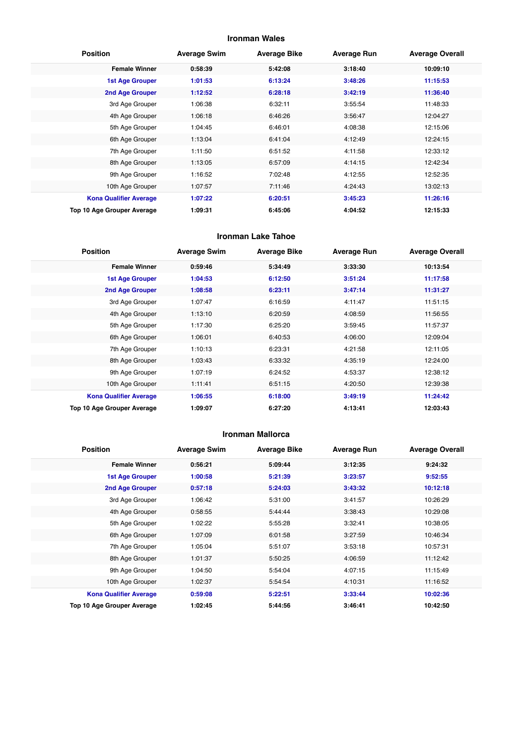## Ironman Wales

| Position | Average Swim | Average Bike | Average Run | Average Overall |
|---|---|---|---|---|
| **Female Winner** | **0:58:39** | **5:42:08** | **3:18:40** | **10:09:10** |
| **1st Age Grouper** | **1:01:53** | **6:13:24** | **3:48:26** | **11:15:53** |
| **2nd Age Grouper** | **1:12:52** | **6:28:18** | **3:42:19** | **11:36:40** |
| 3rd Age Grouper | 1:06:38 | 6:32:11 | 3:55:54 | 11:48:33 |
| 4th Age Grouper | 1:06:18 | 6:46:26 | 3:56:47 | 12:04:27 |
| 5th Age Grouper | 1:04:45 | 6:46:01 | 4:08:38 | 12:15:06 |
| 6th Age Grouper | 1:13:04 | 6:41:04 | 4:12:49 | 12:24:15 |
| 7th Age Grouper | 1:11:50 | 6:51:52 | 4:11:58 | 12:33:12 |
| 8th Age Grouper | 1:13:05 | 6:57:09 | 4:14:15 | 12:42:34 |
| 9th Age Grouper | 1:16:52 | 7:02:48 | 4:12:55 | 12:52:35 |
| 10th Age Grouper | 1:07:57 | 7:11:46 | 4:24:43 | 13:02:13 |
| **Kona Qualifier Average** | **1:07:22** | **6:20:51** | **3:45:23** | **11:26:16** |
| **Top 10 Age Grouper Average** | **1:09:31** | **6:45:06** | **4:04:52** | **12:15:33** |

## Ironman Lake Tahoe

| Position | Average Swim | Average Bike | Average Run | Average Overall |
|---|---|---|---|---|
| **Female Winner** | **0:59:46** | **5:34:49** | **3:33:30** | **10:13:54** |
| **1st Age Grouper** | **1:04:53** | **6:12:50** | **3:51:24** | **11:17:58** |
| **2nd Age Grouper** | **1:08:58** | **6:23:11** | **3:47:14** | **11:31:27** |
| 3rd Age Grouper | 1:07:47 | 6:16:59 | 4:11:47 | 11:51:15 |
| 4th Age Grouper | 1:13:10 | 6:20:59 | 4:08:59 | 11:56:55 |
| 5th Age Grouper | 1:17:30 | 6:25:20 | 3:59:45 | 11:57:37 |
| 6th Age Grouper | 1:06:01 | 6:40:53 | 4:06:00 | 12:09:04 |
| 7th Age Grouper | 1:10:13 | 6:23:31 | 4:21:58 | 12:11:05 |
| 8th Age Grouper | 1:03:43 | 6:33:32 | 4:35:19 | 12:24:00 |
| 9th Age Grouper | 1:07:19 | 6:24:52 | 4:53:37 | 12:38:12 |
| 10th Age Grouper | 1:11:41 | 6:51:15 | 4:20:50 | 12:39:38 |
| **Kona Qualifier Average** | **1:06:55** | **6:18:00** | **3:49:19** | **11:24:42** |
| **Top 10 Age Grouper Average** | **1:09:07** | **6:27:20** | **4:13:41** | **12:03:43** |

## Ironman Mallorca

| Position | Average Swim | Average Bike | Average Run | Average Overall |
|---|---|---|---|---|
| **Female Winner** | **0:56:21** | **5:09:44** | **3:12:35** | **9:24:32** |
| **1st Age Grouper** | **1:00:58** | **5:21:39** | **3:23:57** | **9:52:55** |
| **2nd Age Grouper** | **0:57:18** | **5:24:03** | **3:43:32** | **10:12:18** |
| 3rd Age Grouper | 1:06:42 | 5:31:00 | 3:41:57 | 10:26:29 |
| 4th Age Grouper | 0:58:55 | 5:44:44 | 3:38:43 | 10:29:08 |
| 5th Age Grouper | 1:02:22 | 5:55:28 | 3:32:41 | 10:38:05 |
| 6th Age Grouper | 1:07:09 | 6:01:58 | 3:27:59 | 10:46:34 |
| 7th Age Grouper | 1:05:04 | 5:51:07 | 3:53:18 | 10:57:31 |
| 8th Age Grouper | 1:01:37 | 5:50:25 | 4:06:59 | 11:12:42 |
| 9th Age Grouper | 1:04:50 | 5:54:04 | 4:07:15 | 11:15:49 |
| 10th Age Grouper | 1:02:37 | 5:54:54 | 4:10:31 | 11:16:52 |
| **Kona Qualifier Average** | **0:59:08** | **5:22:51** | **3:33:44** | **10:02:36** |
| **Top 10 Age Grouper Average** | **1:02:45** | **5:44:56** | **3:46:41** | **10:42:50** |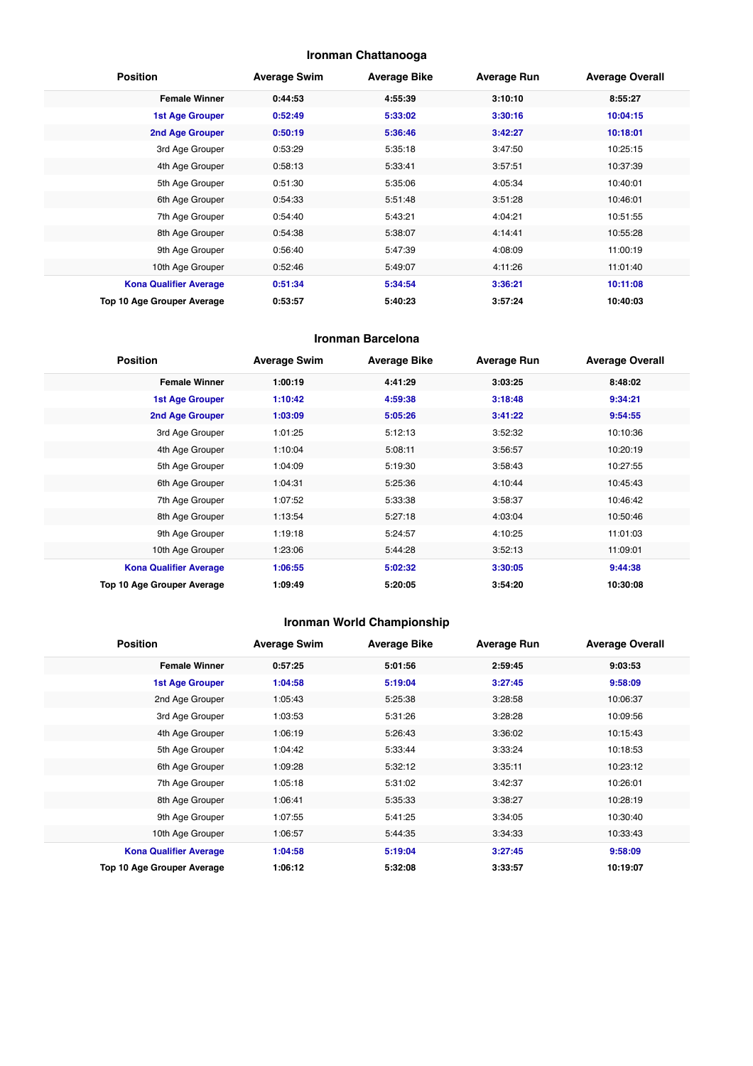## Ironman Chattanooga

| Position | Average Swim | Average Bike | Average Run | Average Overall |
|---|---|---|---|---|
| **Female Winner** | **0:44:53** | **4:55:39** | **3:10:10** | **8:55:27** |
| **1st Age Grouper** | **0:52:49** | **5:33:02** | **3:30:16** | **10:04:15** |
| **2nd Age Grouper** | **0:50:19** | **5:36:46** | **3:42:27** | **10:18:01** |
| 3rd Age Grouper | 0:53:29 | 5:35:18 | 3:47:50 | 10:25:15 |
| 4th Age Grouper | 0:58:13 | 5:33:41 | 3:57:51 | 10:37:39 |
| 5th Age Grouper | 0:51:30 | 5:35:06 | 4:05:34 | 10:40:01 |
| 6th Age Grouper | 0:54:33 | 5:51:48 | 3:51:28 | 10:46:01 |
| 7th Age Grouper | 0:54:40 | 5:43:21 | 4:04:21 | 10:51:55 |
| 8th Age Grouper | 0:54:38 | 5:38:07 | 4:14:41 | 10:55:28 |
| 9th Age Grouper | 0:56:40 | 5:47:39 | 4:08:09 | 11:00:19 |
| 10th Age Grouper | 0:52:46 | 5:49:07 | 4:11:26 | 11:01:40 |
| **Kona Qualifier Average** | **0:51:34** | **5:34:54** | **3:36:21** | **10:11:08** |
| **Top 10 Age Grouper Average** | **0:53:57** | **5:40:23** | **3:57:24** | **10:40:03** |

## Ironman Barcelona

| Position | Average Swim | Average Bike | Average Run | Average Overall |
|---|---|---|---|---|
| **Female Winner** | **1:00:19** | **4:41:29** | **3:03:25** | **8:48:02** |
| **1st Age Grouper** | **1:10:42** | **4:59:38** | **3:18:48** | **9:34:21** |
| **2nd Age Grouper** | **1:03:09** | **5:05:26** | **3:41:22** | **9:54:55** |
| 3rd Age Grouper | 1:01:25 | 5:12:13 | 3:52:32 | 10:10:36 |
| 4th Age Grouper | 1:10:04 | 5:08:11 | 3:56:57 | 10:20:19 |
| 5th Age Grouper | 1:04:09 | 5:19:30 | 3:58:43 | 10:27:55 |
| 6th Age Grouper | 1:04:31 | 5:25:36 | 4:10:44 | 10:45:43 |
| 7th Age Grouper | 1:07:52 | 5:33:38 | 3:58:37 | 10:46:42 |
| 8th Age Grouper | 1:13:54 | 5:27:18 | 4:03:04 | 10:50:46 |
| 9th Age Grouper | 1:19:18 | 5:24:57 | 4:10:25 | 11:01:03 |
| 10th Age Grouper | 1:23:06 | 5:44:28 | 3:52:13 | 11:09:01 |
| **Kona Qualifier Average** | **1:06:55** | **5:02:32** | **3:30:05** | **9:44:38** |
| **Top 10 Age Grouper Average** | **1:09:49** | **5:20:05** | **3:54:20** | **10:30:08** |

## Ironman World Championship

| Position | Average Swim | Average Bike | Average Run | Average Overall |
|---|---|---|---|---|
| **Female Winner** | **0:57:25** | **5:01:56** | **2:59:45** | **9:03:53** |
| **1st Age Grouper** | **1:04:58** | **5:19:04** | **3:27:45** | **9:58:09** |
| 2nd Age Grouper | 1:05:43 | 5:25:38 | 3:28:58 | 10:06:37 |
| 3rd Age Grouper | 1:03:53 | 5:31:26 | 3:28:28 | 10:09:56 |
| 4th Age Grouper | 1:06:19 | 5:26:43 | 3:36:02 | 10:15:43 |
| 5th Age Grouper | 1:04:42 | 5:33:44 | 3:33:24 | 10:18:53 |
| 6th Age Grouper | 1:09:28 | 5:32:12 | 3:35:11 | 10:23:12 |
| 7th Age Grouper | 1:05:18 | 5:31:02 | 3:42:37 | 10:26:01 |
| 8th Age Grouper | 1:06:41 | 5:35:33 | 3:38:27 | 10:28:19 |
| 9th Age Grouper | 1:07:55 | 5:41:25 | 3:34:05 | 10:30:40 |
| 10th Age Grouper | 1:06:57 | 5:44:35 | 3:34:33 | 10:33:43 |
| **Kona Qualifier Average** | **1:04:58** | **5:19:04** | **3:27:45** | **9:58:09** |
| **Top 10 Age Grouper Average** | **1:06:12** | **5:32:08** | **3:33:57** | **10:19:07** |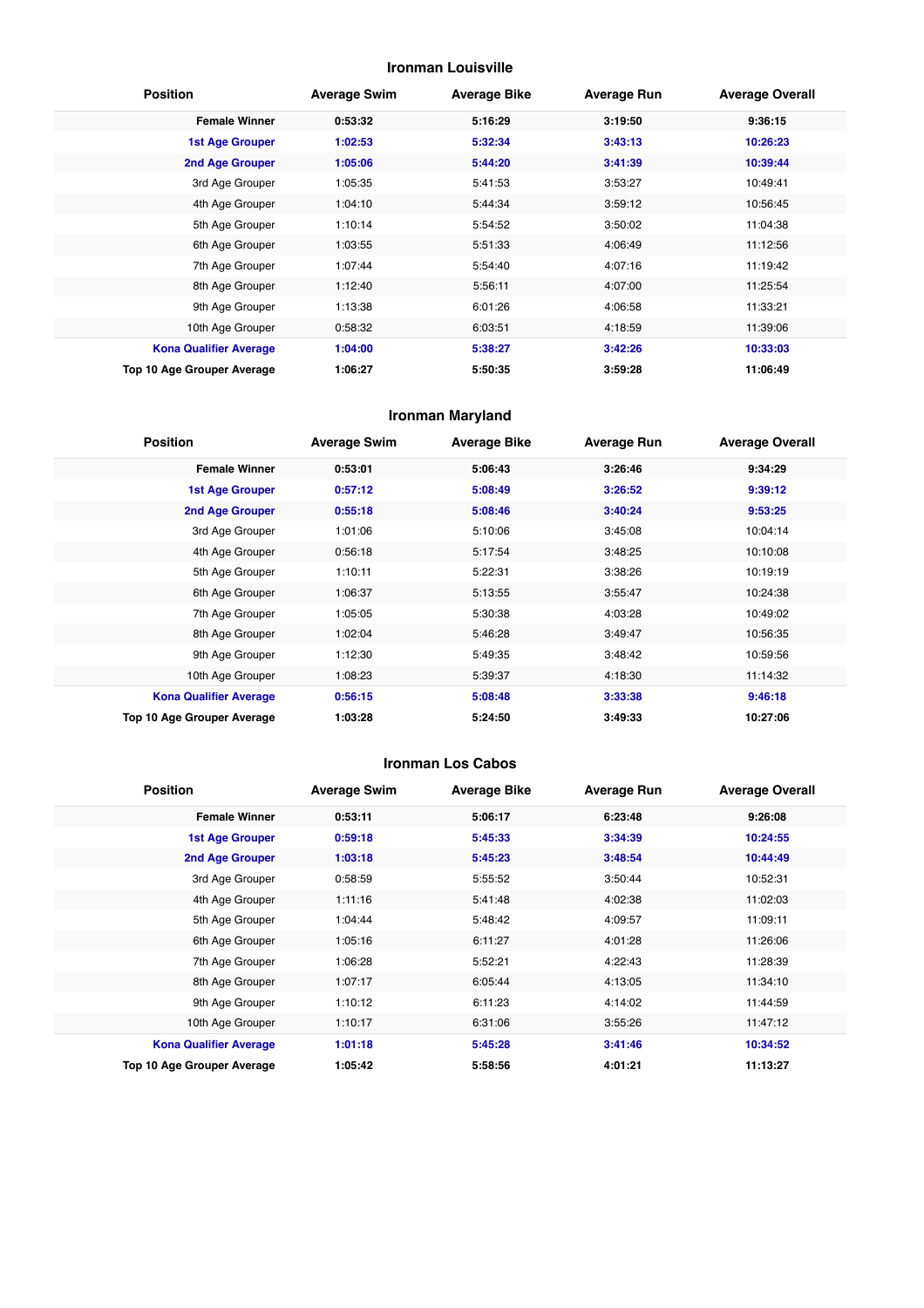## Ironman Louisville

| Position | Average Swim | Average Bike | Average Run | Average Overall |
|---|---|---|---|---|
| **Female Winner** | **0:53:32** | **5:16:29** | **3:19:50** | **9:36:15** |
| **1st Age Grouper** | **1:02:53** | **5:32:34** | **3:43:13** | **10:26:23** |
| **2nd Age Grouper** | **1:05:06** | **5:44:20** | **3:41:39** | **10:39:44** |
| 3rd Age Grouper | 1:05:35 | 5:41:53 | 3:53:27 | 10:49:41 |
| 4th Age Grouper | 1:04:10 | 5:44:34 | 3:59:12 | 10:56:45 |
| 5th Age Grouper | 1:10:14 | 5:54:52 | 3:50:02 | 11:04:38 |
| 6th Age Grouper | 1:03:55 | 5:51:33 | 4:06:49 | 11:12:56 |
| 7th Age Grouper | 1:07:44 | 5:54:40 | 4:07:16 | 11:19:42 |
| 8th Age Grouper | 1:12:40 | 5:56:11 | 4:07:00 | 11:25:54 |
| 9th Age Grouper | 1:13:38 | 6:01:26 | 4:06:58 | 11:33:21 |
| 10th Age Grouper | 0:58:32 | 6:03:51 | 4:18:59 | 11:39:06 |
| **Kona Qualifier Average** | **1:04:00** | **5:38:27** | **3:42:26** | **10:33:03** |
| **Top 10 Age Grouper Average** | **1:06:27** | **5:50:35** | **3:59:28** | **11:06:49** |

## Ironman Maryland

| Position | Average Swim | Average Bike | Average Run | Average Overall |
|---|---|---|---|---|
| **Female Winner** | **0:53:01** | **5:06:43** | **3:26:46** | **9:34:29** |
| **1st Age Grouper** | **0:57:12** | **5:08:49** | **3:26:52** | **9:39:12** |
| **2nd Age Grouper** | **0:55:18** | **5:08:46** | **3:40:24** | **9:53:25** |
| 3rd Age Grouper | 1:01:06 | 5:10:06 | 3:45:08 | 10:04:14 |
| 4th Age Grouper | 0:56:18 | 5:17:54 | 3:48:25 | 10:10:08 |
| 5th Age Grouper | 1:10:11 | 5:22:31 | 3:38:26 | 10:19:19 |
| 6th Age Grouper | 1:06:37 | 5:13:55 | 3:55:47 | 10:24:38 |
| 7th Age Grouper | 1:05:05 | 5:30:38 | 4:03:28 | 10:49:02 |
| 8th Age Grouper | 1:02:04 | 5:46:28 | 3:49:47 | 10:56:35 |
| 9th Age Grouper | 1:12:30 | 5:49:35 | 3:48:42 | 10:59:56 |
| 10th Age Grouper | 1:08:23 | 5:39:37 | 4:18:30 | 11:14:32 |
| **Kona Qualifier Average** | **0:56:15** | **5:08:48** | **3:33:38** | **9:46:18** |
| **Top 10 Age Grouper Average** | **1:03:28** | **5:24:50** | **3:49:33** | **10:27:06** |

## Ironman Los Cabos

| Position | Average Swim | Average Bike | Average Run | Average Overall |
|---|---|---|---|---|
| **Female Winner** | **0:53:11** | **5:06:17** | **6:23:48** | **9:26:08** |
| **1st Age Grouper** | **0:59:18** | **5:45:33** | **3:34:39** | **10:24:55** |
| **2nd Age Grouper** | **1:03:18** | **5:45:23** | **3:48:54** | **10:44:49** |
| 3rd Age Grouper | 0:58:59 | 5:55:52 | 3:50:44 | 10:52:31 |
| 4th Age Grouper | 1:11:16 | 5:41:48 | 4:02:38 | 11:02:03 |
| 5th Age Grouper | 1:04:44 | 5:48:42 | 4:09:57 | 11:09:11 |
| 6th Age Grouper | 1:05:16 | 6:11:27 | 4:01:28 | 11:26:06 |
| 7th Age Grouper | 1:06:28 | 5:52:21 | 4:22:43 | 11:28:39 |
| 8th Age Grouper | 1:07:17 | 6:05:44 | 4:13:05 | 11:34:10 |
| 9th Age Grouper | 1:10:12 | 6:11:23 | 4:14:02 | 11:44:59 |
| 10th Age Grouper | 1:10:17 | 6:31:06 | 3:55:26 | 11:47:12 |
| **Kona Qualifier Average** | **1:01:18** | **5:45:28** | **3:41:46** | **10:34:52** |
| **Top 10 Age Grouper Average** | **1:05:42** | **5:58:56** | **4:01:21** | **11:13:27** |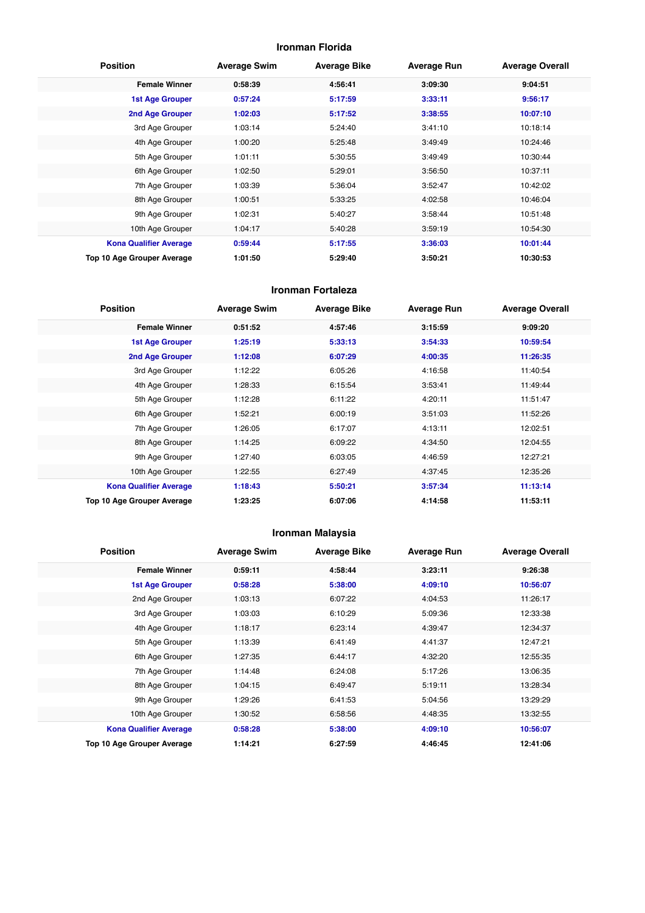## Ironman Florida

| Position | Average Swim | Average Bike | Average Run | Average Overall |
|---|---|---|---|---|
| **Female Winner** | **0:58:39** | **4:56:41** | **3:09:30** | **9:04:51** |
| **1st Age Grouper** | **0:57:24** | **5:17:59** | **3:33:11** | **9:56:17** |
| **2nd Age Grouper** | **1:02:03** | **5:17:52** | **3:38:55** | **10:07:10** |
| 3rd Age Grouper | 1:03:14 | 5:24:40 | 3:41:10 | 10:18:14 |
| 4th Age Grouper | 1:00:20 | 5:25:48 | 3:49:49 | 10:24:46 |
| 5th Age Grouper | 1:01:11 | 5:30:55 | 3:49:49 | 10:30:44 |
| 6th Age Grouper | 1:02:50 | 5:29:01 | 3:56:50 | 10:37:11 |
| 7th Age Grouper | 1:03:39 | 5:36:04 | 3:52:47 | 10:42:02 |
| 8th Age Grouper | 1:00:51 | 5:33:25 | 4:02:58 | 10:46:04 |
| 9th Age Grouper | 1:02:31 | 5:40:27 | 3:58:44 | 10:51:48 |
| 10th Age Grouper | 1:04:17 | 5:40:28 | 3:59:19 | 10:54:30 |
| **Kona Qualifier Average** | **0:59:44** | **5:17:55** | **3:36:03** | **10:01:44** |
| **Top 10 Age Grouper Average** | **1:01:50** | **5:29:40** | **3:50:21** | **10:30:53** |

## Ironman Fortaleza

| Position | Average Swim | Average Bike | Average Run | Average Overall |
|---|---|---|---|---|
| **Female Winner** | **0:51:52** | **4:57:46** | **3:15:59** | **9:09:20** |
| **1st Age Grouper** | **1:25:19** | **5:33:13** | **3:54:33** | **10:59:54** |
| **2nd Age Grouper** | **1:12:08** | **6:07:29** | **4:00:35** | **11:26:35** |
| 3rd Age Grouper | 1:12:22 | 6:05:26 | 4:16:58 | 11:40:54 |
| 4th Age Grouper | 1:28:33 | 6:15:54 | 3:53:41 | 11:49:44 |
| 5th Age Grouper | 1:12:28 | 6:11:22 | 4:20:11 | 11:51:47 |
| 6th Age Grouper | 1:52:21 | 6:00:19 | 3:51:03 | 11:52:26 |
| 7th Age Grouper | 1:26:05 | 6:17:07 | 4:13:11 | 12:02:51 |
| 8th Age Grouper | 1:14:25 | 6:09:22 | 4:34:50 | 12:04:55 |
| 9th Age Grouper | 1:27:40 | 6:03:05 | 4:46:59 | 12:27:21 |
| 10th Age Grouper | 1:22:55 | 6:27:49 | 4:37:45 | 12:35:26 |
| **Kona Qualifier Average** | **1:18:43** | **5:50:21** | **3:57:34** | **11:13:14** |
| **Top 10 Age Grouper Average** | **1:23:25** | **6:07:06** | **4:14:58** | **11:53:11** |

## Ironman Malaysia

| Position | Average Swim | Average Bike | Average Run | Average Overall |
|---|---|---|---|---|
| **Female Winner** | **0:59:11** | **4:58:44** | **3:23:11** | **9:26:38** |
| **1st Age Grouper** | **0:58:28** | **5:38:00** | **4:09:10** | **10:56:07** |
| 2nd Age Grouper | 1:03:13 | 6:07:22 | 4:04:53 | 11:26:17 |
| 3rd Age Grouper | 1:03:03 | 6:10:29 | 5:09:36 | 12:33:38 |
| 4th Age Grouper | 1:18:17 | 6:23:14 | 4:39:47 | 12:34:37 |
| 5th Age Grouper | 1:13:39 | 6:41:49 | 4:41:37 | 12:47:21 |
| 6th Age Grouper | 1:27:35 | 6:44:17 | 4:32:20 | 12:55:35 |
| 7th Age Grouper | 1:14:48 | 6:24:08 | 5:17:26 | 13:06:35 |
| 8th Age Grouper | 1:04:15 | 6:49:47 | 5:19:11 | 13:28:34 |
| 9th Age Grouper | 1:29:26 | 6:41:53 | 5:04:56 | 13:29:29 |
| 10th Age Grouper | 1:30:52 | 6:58:56 | 4:48:35 | 13:32:55 |
| **Kona Qualifier Average** | **0:58:28** | **5:38:00** | **4:09:10** | **10:56:07** |
| **Top 10 Age Grouper Average** | **1:14:21** | **6:27:59** | **4:46:45** | **12:41:06** |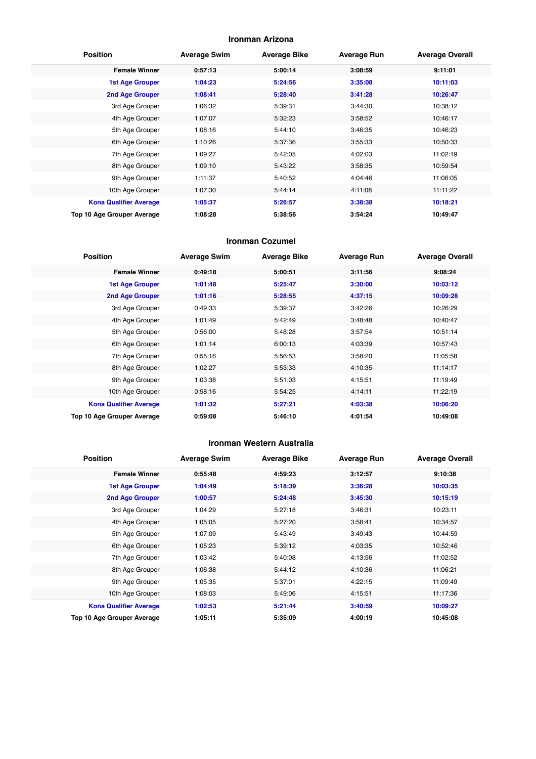## Ironman Arizona

| Position | Average Swim | Average Bike | Average Run | Average Overall |
|---|---|---|---|---|
| **Female Winner** | **0:57:13** | **5:00:14** | **3:08:59** | **9:11:01** |
| **1st Age Grouper** | **1:04:23** | **5:24:56** | **3:35:08** | **10:11:03** |
| **2nd Age Grouper** | **1:08:41** | **5:28:40** | **3:41:28** | **10:26:47** |
| 3rd Age Grouper | 1:06:32 | 5:39:31 | 3:44:30 | 10:38:12 |
| 4th Age Grouper | 1:07:07 | 5:32:23 | 3:58:52 | 10:46:17 |
| 5th Age Grouper | 1:08:16 | 5:44:10 | 3:46:35 | 10:46:23 |
| 6th Age Grouper | 1:10:26 | 5:37:36 | 3:55:33 | 10:50:33 |
| 7th Age Grouper | 1:09:27 | 5:42:05 | 4:02:03 | 11:02:19 |
| 8th Age Grouper | 1:09:10 | 5:43:22 | 3:58:35 | 10:59:54 |
| 9th Age Grouper | 1:11:37 | 5:40:52 | 4:04:46 | 11:06:05 |
| 10th Age Grouper | 1:07:30 | 5:44:14 | 4:11:08 | 11:11:22 |
| **Kona Qualifier Average** | **1:05:37** | **5:26:57** | **3:38:38** | **10:18:21** |
| **Top 10 Age Grouper Average** | **1:08:28** | **5:38:56** | **3:54:24** | **10:49:47** |

## Ironman Cozumel

| Position | Average Swim | Average Bike | Average Run | Average Overall |
|---|---|---|---|---|
| **Female Winner** | **0:49:18** | **5:00:51** | **3:11:56** | **9:08:24** |
| **1st Age Grouper** | **1:01:48** | **5:25:47** | **3:30:00** | **10:03:12** |
| **2nd Age Grouper** | **1:01:16** | **5:28:55** | **4:37:15** | **10:09:28** |
| 3rd Age Grouper | 0:49:33 | 5:39:37 | 3:42:26 | 10:26:29 |
| 4th Age Grouper | 1:01:49 | 5:42:49 | 3:48:48 | 10:40:47 |
| 5th Age Grouper | 0:56:00 | 5:48:28 | 3:57:54 | 10:51:14 |
| 6th Age Grouper | 1:01:14 | 6:00:13 | 4:03:39 | 10:57:43 |
| 7th Age Grouper | 0:55:16 | 5:56:53 | 3:58:20 | 11:05:58 |
| 8th Age Grouper | 1:02:27 | 5:53:33 | 4:10:35 | 11:14:17 |
| 9th Age Grouper | 1:03:38 | 5:51:03 | 4:15:51 | 11:19:49 |
| 10th Age Grouper | 0:58:16 | 5:54:25 | 4:14:11 | 11:22:19 |
| **Kona Qualifier Average** | **1:01:32** | **5:27:21** | **4:03:38** | **10:06:20** |
| **Top 10 Age Grouper Average** | **0:59:08** | **5:46:10** | **4:01:54** | **10:49:08** |

## Ironman Western Australia

| Position | Average Swim | Average Bike | Average Run | Average Overall |
|---|---|---|---|---|
| **Female Winner** | **0:55:48** | **4:59:23** | **3:12:57** | **9:10:38** |
| **1st Age Grouper** | **1:04:49** | **5:18:39** | **3:36:28** | **10:03:35** |
| **2nd Age Grouper** | **1:00:57** | **5:24:48** | **3:45:30** | **10:15:19** |
| 3rd Age Grouper | 1:04:29 | 5:27:18 | 3:46:31 | 10:23:11 |
| 4th Age Grouper | 1:05:05 | 5:27:20 | 3:58:41 | 10:34:57 |
| 5th Age Grouper | 1:07:09 | 5:43:49 | 3:49:43 | 10:44:59 |
| 6th Age Grouper | 1:05:23 | 5:39:12 | 4:03:35 | 10:52:46 |
| 7th Age Grouper | 1:03:42 | 5:40:08 | 4:13:56 | 11:02:52 |
| 8th Age Grouper | 1:06:38 | 5:44:12 | 4:10:36 | 11:06:21 |
| 9th Age Grouper | 1:05:35 | 5:37:01 | 4:22:15 | 11:09:49 |
| 10th Age Grouper | 1:08:03 | 5:49:06 | 4:15:51 | 11:17:36 |
| **Kona Qualifier Average** | **1:02:53** | **5:21:44** | **3:40:59** | **10:09:27** |
| **Top 10 Age Grouper Average** | **1:05:11** | **5:35:09** | **4:00:19** | **10:45:08** |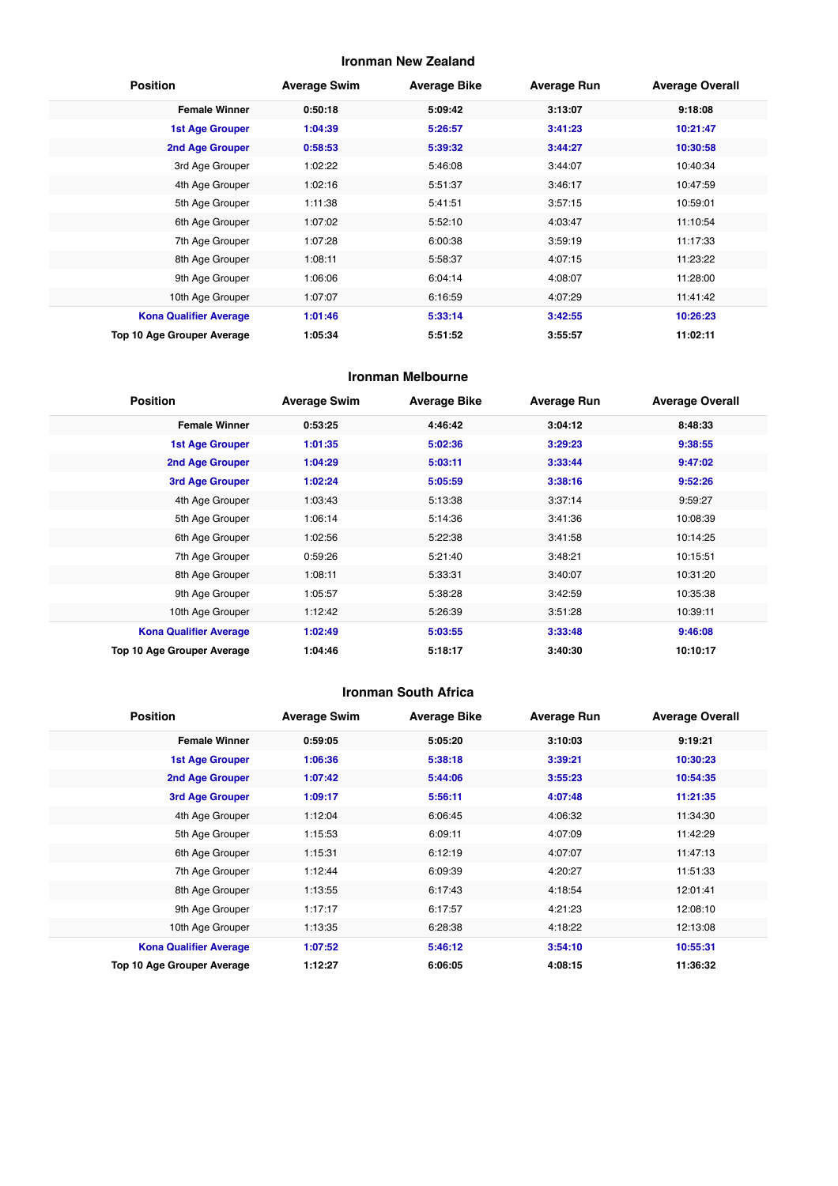## Ironman New Zealand

| Position | Average Swim | Average Bike | Average Run | Average Overall |
|---|---|---|---|---|
| **Female Winner** | **0:50:18** | **5:09:42** | **3:13:07** | **9:18:08** |
| **1st Age Grouper** | **1:04:39** | **5:26:57** | **3:41:23** | **10:21:47** |
| **2nd Age Grouper** | **0:58:53** | **5:39:32** | **3:44:27** | **10:30:58** |
| 3rd Age Grouper | 1:02:22 | 5:46:08 | 3:44:07 | 10:40:34 |
| 4th Age Grouper | 1:02:16 | 5:51:37 | 3:46:17 | 10:47:59 |
| 5th Age Grouper | 1:11:38 | 5:41:51 | 3:57:15 | 10:59:01 |
| 6th Age Grouper | 1:07:02 | 5:52:10 | 4:03:47 | 11:10:54 |
| 7th Age Grouper | 1:07:28 | 6:00:38 | 3:59:19 | 11:17:33 |
| 8th Age Grouper | 1:08:11 | 5:58:37 | 4:07:15 | 11:23:22 |
| 9th Age Grouper | 1:06:06 | 6:04:14 | 4:08:07 | 11:28:00 |
| 10th Age Grouper | 1:07:07 | 6:16:59 | 4:07:29 | 11:41:42 |
| **Kona Qualifier Average** | **1:01:46** | **5:33:14** | **3:42:55** | **10:26:23** |
| **Top 10 Age Grouper Average** | **1:05:34** | **5:51:52** | **3:55:57** | **11:02:11** |

## Ironman Melbourne

| Position | Average Swim | Average Bike | Average Run | Average Overall |
|---|---|---|---|---|
| **Female Winner** | **0:53:25** | **4:46:42** | **3:04:12** | **8:48:33** |
| **1st Age Grouper** | **1:01:35** | **5:02:36** | **3:29:23** | **9:38:55** |
| **2nd Age Grouper** | **1:04:29** | **5:03:11** | **3:33:44** | **9:47:02** |
| **3rd Age Grouper** | **1:02:24** | **5:05:59** | **3:38:16** | **9:52:26** |
| 4th Age Grouper | 1:03:43 | 5:13:38 | 3:37:14 | 9:59:27 |
| 5th Age Grouper | 1:06:14 | 5:14:36 | 3:41:36 | 10:08:39 |
| 6th Age Grouper | 1:02:56 | 5:22:38 | 3:41:58 | 10:14:25 |
| 7th Age Grouper | 0:59:26 | 5:21:40 | 3:48:21 | 10:15:51 |
| 8th Age Grouper | 1:08:11 | 5:33:31 | 3:40:07 | 10:31:20 |
| 9th Age Grouper | 1:05:57 | 5:38:28 | 3:42:59 | 10:35:38 |
| 10th Age Grouper | 1:12:42 | 5:26:39 | 3:51:28 | 10:39:11 |
| **Kona Qualifier Average** | **1:02:49** | **5:03:55** | **3:33:48** | **9:46:08** |
| **Top 10 Age Grouper Average** | **1:04:46** | **5:18:17** | **3:40:30** | **10:10:17** |

## Ironman South Africa

| Position | Average Swim | Average Bike | Average Run | Average Overall |
|---|---|---|---|---|
| **Female Winner** | **0:59:05** | **5:05:20** | **3:10:03** | **9:19:21** |
| **1st Age Grouper** | **1:06:36** | **5:38:18** | **3:39:21** | **10:30:23** |
| **2nd Age Grouper** | **1:07:42** | **5:44:06** | **3:55:23** | **10:54:35** |
| **3rd Age Grouper** | **1:09:17** | **5:56:11** | **4:07:48** | **11:21:35** |
| 4th Age Grouper | 1:12:04 | 6:06:45 | 4:06:32 | 11:34:30 |
| 5th Age Grouper | 1:15:53 | 6:09:11 | 4:07:09 | 11:42:29 |
| 6th Age Grouper | 1:15:31 | 6:12:19 | 4:07:07 | 11:47:13 |
| 7th Age Grouper | 1:12:44 | 6:09:39 | 4:20:27 | 11:51:33 |
| 8th Age Grouper | 1:13:55 | 6:17:43 | 4:18:54 | 12:01:41 |
| 9th Age Grouper | 1:17:17 | 6:17:57 | 4:21:23 | 12:08:10 |
| 10th Age Grouper | 1:13:35 | 6:28:38 | 4:18:22 | 12:13:08 |
| **Kona Qualifier Average** | **1:07:52** | **5:46:12** | **3:54:10** | **10:55:31** |
| **Top 10 Age Grouper Average** | **1:12:27** | **6:06:05** | **4:08:15** | **11:36:32** |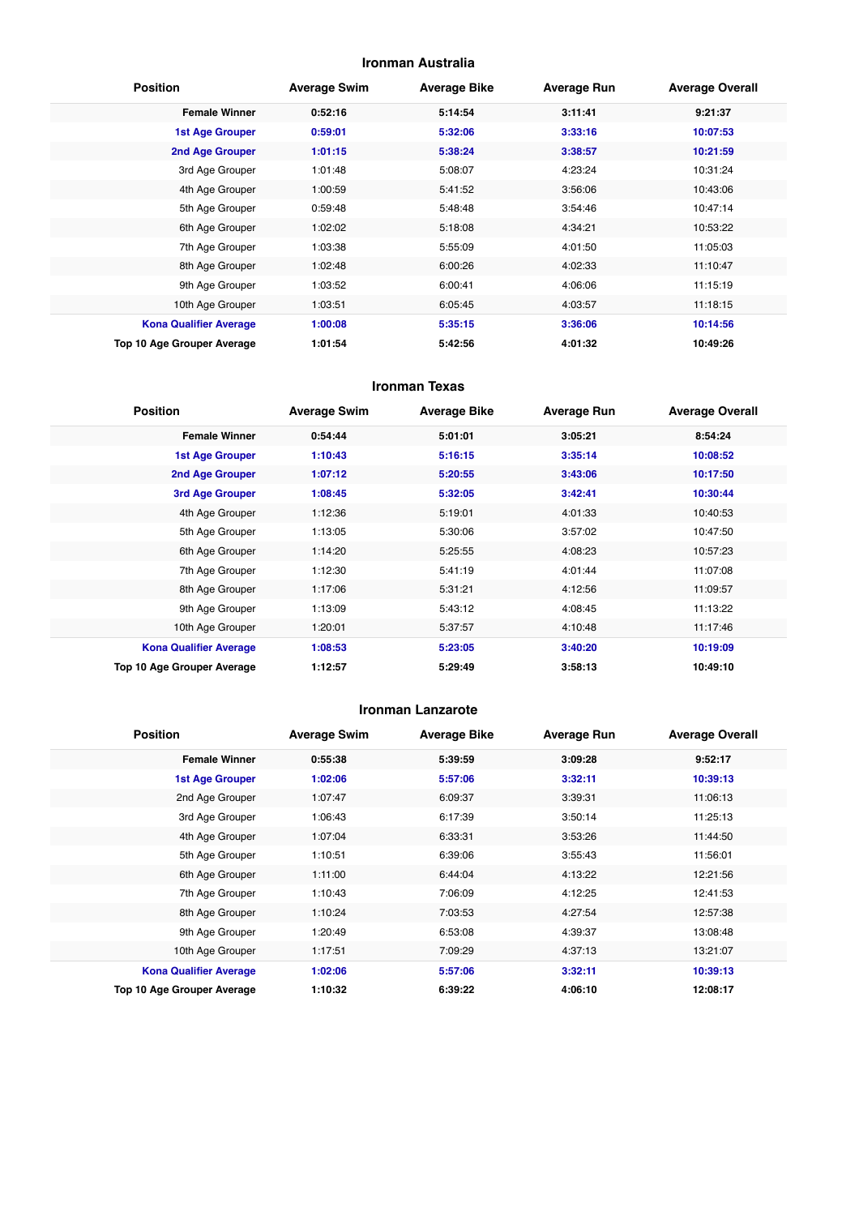### Ironman Australia

| Position | Average Swim | Average Bike | Average Run | Average Overall |
|---|---|---|---|---|
| **Female Winner** | **0:52:16** | **5:14:54** | **3:11:41** | **9:21:37** |
| **1st Age Grouper** | **0:59:01** | **5:32:06** | **3:33:16** | **10:07:53** |
| **2nd Age Grouper** | **1:01:15** | **5:38:24** | **3:38:57** | **10:21:59** |
| 3rd Age Grouper | 1:01:48 | 5:08:07 | 4:23:24 | 10:31:24 |
| 4th Age Grouper | 1:00:59 | 5:41:52 | 3:56:06 | 10:43:06 |
| 5th Age Grouper | 0:59:48 | 5:48:48 | 3:54:46 | 10:47:14 |
| 6th Age Grouper | 1:02:02 | 5:18:08 | 4:34:21 | 10:53:22 |
| 7th Age Grouper | 1:03:38 | 5:55:09 | 4:01:50 | 11:05:03 |
| 8th Age Grouper | 1:02:48 | 6:00:26 | 4:02:33 | 11:10:47 |
| 9th Age Grouper | 1:03:52 | 6:00:41 | 4:06:06 | 11:15:19 |
| 10th Age Grouper | 1:03:51 | 6:05:45 | 4:03:57 | 11:18:15 |
| **Kona Qualifier Average** | **1:00:08** | **5:35:15** | **3:36:06** | **10:14:56** |
| **Top 10 Age Grouper Average** | **1:01:54** | **5:42:56** | **4:01:32** | **10:49:26** |

### Ironman Texas

| Position | Average Swim | Average Bike | Average Run | Average Overall |
|---|---|---|---|---|
| **Female Winner** | **0:54:44** | **5:01:01** | **3:05:21** | **8:54:24** |
| **1st Age Grouper** | **1:10:43** | **5:16:15** | **3:35:14** | **10:08:52** |
| **2nd Age Grouper** | **1:07:12** | **5:20:55** | **3:43:06** | **10:17:50** |
| **3rd Age Grouper** | **1:08:45** | **5:32:05** | **3:42:41** | **10:30:44** |
| 4th Age Grouper | 1:12:36 | 5:19:01 | 4:01:33 | 10:40:53 |
| 5th Age Grouper | 1:13:05 | 5:30:06 | 3:57:02 | 10:47:50 |
| 6th Age Grouper | 1:14:20 | 5:25:55 | 4:08:23 | 10:57:23 |
| 7th Age Grouper | 1:12:30 | 5:41:19 | 4:01:44 | 11:07:08 |
| 8th Age Grouper | 1:17:06 | 5:31:21 | 4:12:56 | 11:09:57 |
| 9th Age Grouper | 1:13:09 | 5:43:12 | 4:08:45 | 11:13:22 |
| 10th Age Grouper | 1:20:01 | 5:37:57 | 4:10:48 | 11:17:46 |
| **Kona Qualifier Average** | **1:08:53** | **5:23:05** | **3:40:20** | **10:19:09** |
| **Top 10 Age Grouper Average** | **1:12:57** | **5:29:49** | **3:58:13** | **10:49:10** |

### Ironman Lanzarote

| Position | Average Swim | Average Bike | Average Run | Average Overall |
|---|---|---|---|---|
| **Female Winner** | **0:55:38** | **5:39:59** | **3:09:28** | **9:52:17** |
| **1st Age Grouper** | **1:02:06** | **5:57:06** | **3:32:11** | **10:39:13** |
| 2nd Age Grouper | 1:07:47 | 6:09:37 | 3:39:31 | 11:06:13 |
| 3rd Age Grouper | 1:06:43 | 6:17:39 | 3:50:14 | 11:25:13 |
| 4th Age Grouper | 1:07:04 | 6:33:31 | 3:53:26 | 11:44:50 |
| 5th Age Grouper | 1:10:51 | 6:39:06 | 3:55:43 | 11:56:01 |
| 6th Age Grouper | 1:11:00 | 6:44:04 | 4:13:22 | 12:21:56 |
| 7th Age Grouper | 1:10:43 | 7:06:09 | 4:12:25 | 12:41:53 |
| 8th Age Grouper | 1:10:24 | 7:03:53 | 4:27:54 | 12:57:38 |
| 9th Age Grouper | 1:20:49 | 6:53:08 | 4:39:37 | 13:08:48 |
| 10th Age Grouper | 1:17:51 | 7:09:29 | 4:37:13 | 13:21:07 |
| **Kona Qualifier Average** | **1:02:06** | **5:57:06** | **3:32:11** | **10:39:13** |
| **Top 10 Age Grouper Average** | **1:10:32** | **6:39:22** | **4:06:10** | **12:08:17** |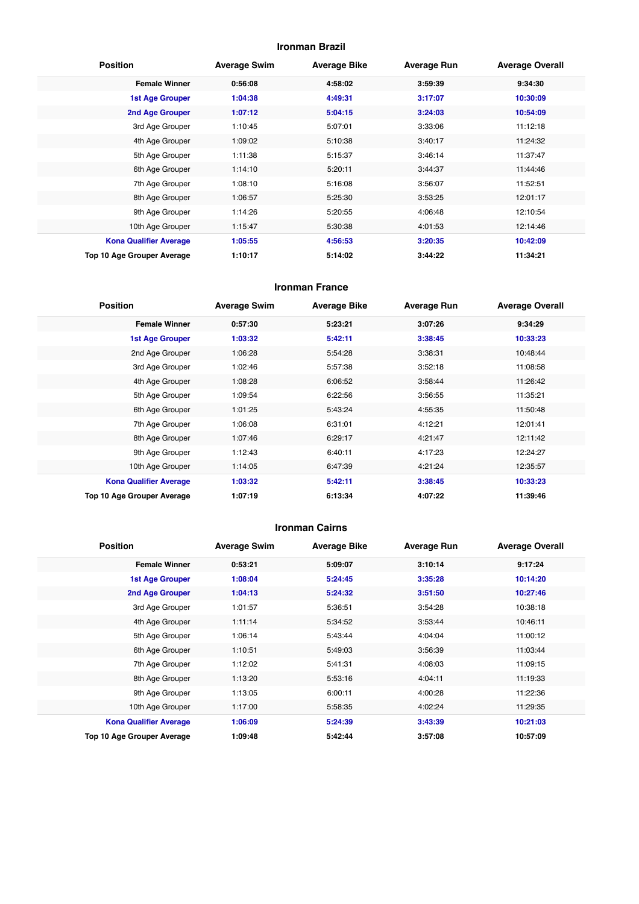## Ironman Brazil

| Position | Average Swim | Average Bike | Average Run | Average Overall |
|---|---|---|---|---|
| **Female Winner** | **0:56:08** | **4:58:02** | **3:59:39** | **9:34:30** |
| **1st Age Grouper** | **1:04:38** | **4:49:31** | **3:17:07** | **10:30:09** |
| **2nd Age Grouper** | **1:07:12** | **5:04:15** | **3:24:03** | **10:54:09** |
| 3rd Age Grouper | 1:10:45 | 5:07:01 | 3:33:06 | 11:12:18 |
| 4th Age Grouper | 1:09:02 | 5:10:38 | 3:40:17 | 11:24:32 |
| 5th Age Grouper | 1:11:38 | 5:15:37 | 3:46:14 | 11:37:47 |
| 6th Age Grouper | 1:14:10 | 5:20:11 | 3:44:37 | 11:44:46 |
| 7th Age Grouper | 1:08:10 | 5:16:08 | 3:56:07 | 11:52:51 |
| 8th Age Grouper | 1:06:57 | 5:25:30 | 3:53:25 | 12:01:17 |
| 9th Age Grouper | 1:14:26 | 5:20:55 | 4:06:48 | 12:10:54 |
| 10th Age Grouper | 1:15:47 | 5:30:38 | 4:01:53 | 12:14:46 |
| **Kona Qualifier Average** | **1:05:55** | **4:56:53** | **3:20:35** | **10:42:09** |
| **Top 10 Age Grouper Average** | **1:10:17** | **5:14:02** | **3:44:22** | **11:34:21** |

## Ironman France

| Position | Average Swim | Average Bike | Average Run | Average Overall |
|---|---|---|---|---|
| **Female Winner** | **0:57:30** | **5:23:21** | **3:07:26** | **9:34:29** |
| **1st Age Grouper** | **1:03:32** | **5:42:11** | **3:38:45** | **10:33:23** |
| 2nd Age Grouper | 1:06:28 | 5:54:28 | 3:38:31 | 10:48:44 |
| 3rd Age Grouper | 1:02:46 | 5:57:38 | 3:52:18 | 11:08:58 |
| 4th Age Grouper | 1:08:28 | 6:06:52 | 3:58:44 | 11:26:42 |
| 5th Age Grouper | 1:09:54 | 6:22:56 | 3:56:55 | 11:35:21 |
| 6th Age Grouper | 1:01:25 | 5:43:24 | 4:55:35 | 11:50:48 |
| 7th Age Grouper | 1:06:08 | 6:31:01 | 4:12:21 | 12:01:41 |
| 8th Age Grouper | 1:07:46 | 6:29:17 | 4:21:47 | 12:11:42 |
| 9th Age Grouper | 1:12:43 | 6:40:11 | 4:17:23 | 12:24:27 |
| 10th Age Grouper | 1:14:05 | 6:47:39 | 4:21:24 | 12:35:57 |
| **Kona Qualifier Average** | **1:03:32** | **5:42:11** | **3:38:45** | **10:33:23** |
| **Top 10 Age Grouper Average** | **1:07:19** | **6:13:34** | **4:07:22** | **11:39:46** |

## Ironman Cairns

| Position | Average Swim | Average Bike | Average Run | Average Overall |
|---|---|---|---|---|
| **Female Winner** | **0:53:21** | **5:09:07** | **3:10:14** | **9:17:24** |
| **1st Age Grouper** | **1:08:04** | **5:24:45** | **3:35:28** | **10:14:20** |
| **2nd Age Grouper** | **1:04:13** | **5:24:32** | **3:51:50** | **10:27:46** |
| 3rd Age Grouper | 1:01:57 | 5:36:51 | 3:54:28 | 10:38:18 |
| 4th Age Grouper | 1:11:14 | 5:34:52 | 3:53:44 | 10:46:11 |
| 5th Age Grouper | 1:06:14 | 5:43:44 | 4:04:04 | 11:00:12 |
| 6th Age Grouper | 1:10:51 | 5:49:03 | 3:56:39 | 11:03:44 |
| 7th Age Grouper | 1:12:02 | 5:41:31 | 4:08:03 | 11:09:15 |
| 8th Age Grouper | 1:13:20 | 5:53:16 | 4:04:11 | 11:19:33 |
| 9th Age Grouper | 1:13:05 | 6:00:11 | 4:00:28 | 11:22:36 |
| 10th Age Grouper | 1:17:00 | 5:58:35 | 4:02:24 | 11:29:35 |
| **Kona Qualifier Average** | **1:06:09** | **5:24:39** | **3:43:39** | **10:21:03** |
| **Top 10 Age Grouper Average** | **1:09:48** | **5:42:44** | **3:57:08** | **10:57:09** |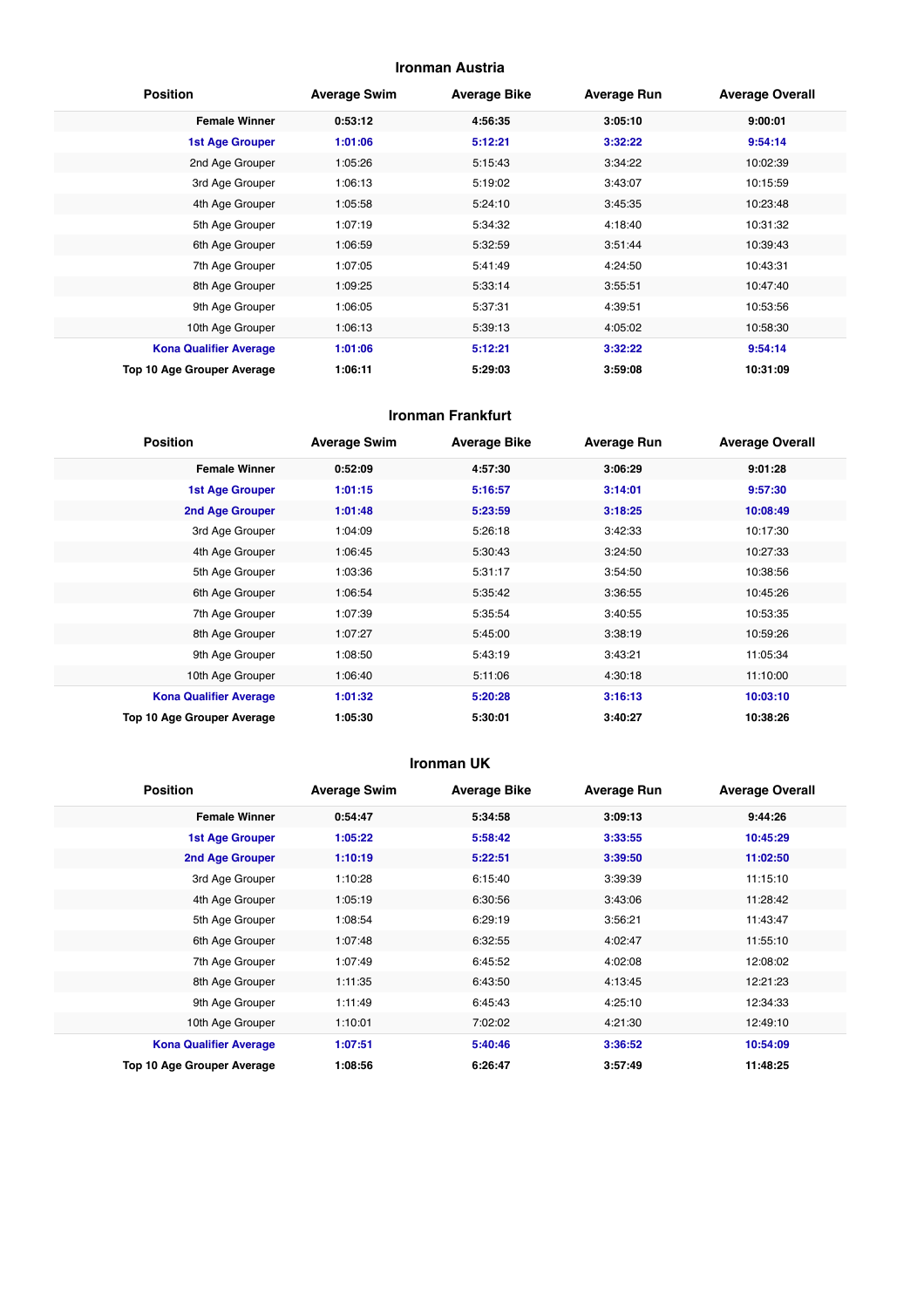## Ironman Austria

| Position | Average Swim | Average Bike | Average Run | Average Overall |
|---|---|---|---|---|
| **Female Winner** | **0:53:12** | **4:56:35** | **3:05:10** | **9:00:01** |
| **1st Age Grouper** | **1:01:06** | **5:12:21** | **3:32:22** | **9:54:14** |
| 2nd Age Grouper | 1:05:26 | 5:15:43 | 3:34:22 | 10:02:39 |
| 3rd Age Grouper | 1:06:13 | 5:19:02 | 3:43:07 | 10:15:59 |
| 4th Age Grouper | 1:05:58 | 5:24:10 | 3:45:35 | 10:23:48 |
| 5th Age Grouper | 1:07:19 | 5:34:32 | 4:18:40 | 10:31:32 |
| 6th Age Grouper | 1:06:59 | 5:32:59 | 3:51:44 | 10:39:43 |
| 7th Age Grouper | 1:07:05 | 5:41:49 | 4:24:50 | 10:43:31 |
| 8th Age Grouper | 1:09:25 | 5:33:14 | 3:55:51 | 10:47:40 |
| 9th Age Grouper | 1:06:05 | 5:37:31 | 4:39:51 | 10:53:56 |
| 10th Age Grouper | 1:06:13 | 5:39:13 | 4:05:02 | 10:58:30 |
| **Kona Qualifier Average** | **1:01:06** | **5:12:21** | **3:32:22** | **9:54:14** |
| **Top 10 Age Grouper Average** | **1:06:11** | **5:29:03** | **3:59:08** | **10:31:09** |

## Ironman Frankfurt

| Position | Average Swim | Average Bike | Average Run | Average Overall |
|---|---|---|---|---|
| **Female Winner** | **0:52:09** | **4:57:30** | **3:06:29** | **9:01:28** |
| **1st Age Grouper** | **1:01:15** | **5:16:57** | **3:14:01** | **9:57:30** |
| **2nd Age Grouper** | **1:01:48** | **5:23:59** | **3:18:25** | **10:08:49** |
| 3rd Age Grouper | 1:04:09 | 5:26:18 | 3:42:33 | 10:17:30 |
| 4th Age Grouper | 1:06:45 | 5:30:43 | 3:24:50 | 10:27:33 |
| 5th Age Grouper | 1:03:36 | 5:31:17 | 3:54:50 | 10:38:56 |
| 6th Age Grouper | 1:06:54 | 5:35:42 | 3:36:55 | 10:45:26 |
| 7th Age Grouper | 1:07:39 | 5:35:54 | 3:40:55 | 10:53:35 |
| 8th Age Grouper | 1:07:27 | 5:45:00 | 3:38:19 | 10:59:26 |
| 9th Age Grouper | 1:08:50 | 5:43:19 | 3:43:21 | 11:05:34 |
| 10th Age Grouper | 1:06:40 | 5:11:06 | 4:30:18 | 11:10:00 |
| **Kona Qualifier Average** | **1:01:32** | **5:20:28** | **3:16:13** | **10:03:10** |
| **Top 10 Age Grouper Average** | **1:05:30** | **5:30:01** | **3:40:27** | **10:38:26** |

## Ironman UK

| Position | Average Swim | Average Bike | Average Run | Average Overall |
|---|---|---|---|---|
| **Female Winner** | **0:54:47** | **5:34:58** | **3:09:13** | **9:44:26** |
| **1st Age Grouper** | **1:05:22** | **5:58:42** | **3:33:55** | **10:45:29** |
| **2nd Age Grouper** | **1:10:19** | **5:22:51** | **3:39:50** | **11:02:50** |
| 3rd Age Grouper | 1:10:28 | 6:15:40 | 3:39:39 | 11:15:10 |
| 4th Age Grouper | 1:05:19 | 6:30:56 | 3:43:06 | 11:28:42 |
| 5th Age Grouper | 1:08:54 | 6:29:19 | 3:56:21 | 11:43:47 |
| 6th Age Grouper | 1:07:48 | 6:32:55 | 4:02:47 | 11:55:10 |
| 7th Age Grouper | 1:07:49 | 6:45:52 | 4:02:08 | 12:08:02 |
| 8th Age Grouper | 1:11:35 | 6:43:50 | 4:13:45 | 12:21:23 |
| 9th Age Grouper | 1:11:49 | 6:45:43 | 4:25:10 | 12:34:33 |
| 10th Age Grouper | 1:10:01 | 7:02:02 | 4:21:30 | 12:49:10 |
| **Kona Qualifier Average** | **1:07:51** | **5:40:46** | **3:36:52** | **10:54:09** |
| **Top 10 Age Grouper Average** | **1:08:56** | **6:26:47** | **3:57:49** | **11:48:25** |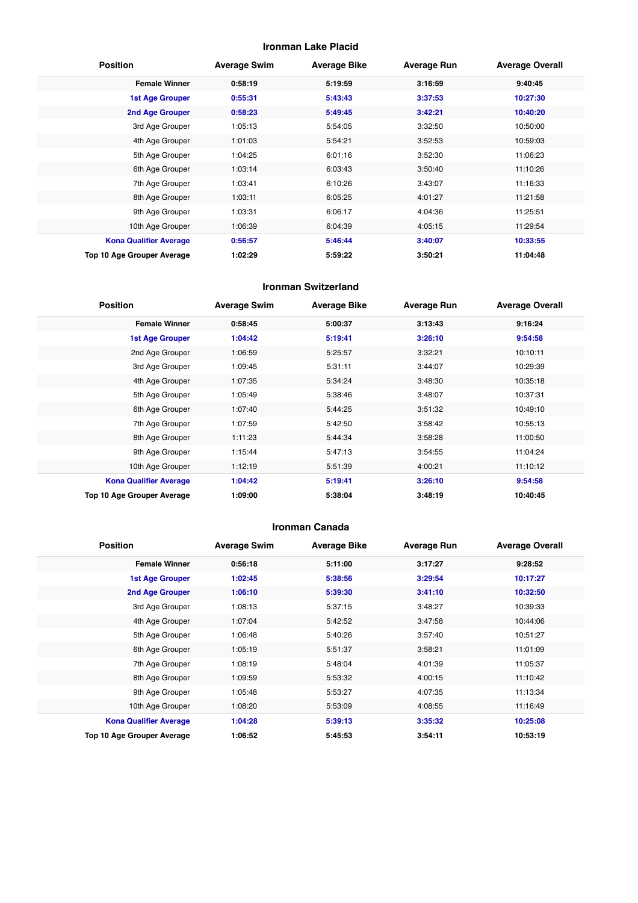## Ironman Lake Placid

| Position | Average Swim | Average Bike | Average Run | Average Overall |
|---|---|---|---|---|
| **Female Winner** | **0:58:19** | **5:19:59** | **3:16:59** | **9:40:45** |
| **1st Age Grouper** | **0:55:31** | **5:43:43** | **3:37:53** | **10:27:30** |
| **2nd Age Grouper** | **0:58:23** | **5:49:45** | **3:42:21** | **10:40:20** |
| 3rd Age Grouper | 1:05:13 | 5:54:05 | 3:32:50 | 10:50:00 |
| 4th Age Grouper | 1:01:03 | 5:54:21 | 3:52:53 | 10:59:03 |
| 5th Age Grouper | 1:04:25 | 6:01:16 | 3:52:30 | 11:06:23 |
| 6th Age Grouper | 1:03:14 | 6:03:43 | 3:50:40 | 11:10:26 |
| 7th Age Grouper | 1:03:41 | 6:10:26 | 3:43:07 | 11:16:33 |
| 8th Age Grouper | 1:03:11 | 6:05:25 | 4:01:27 | 11:21:58 |
| 9th Age Grouper | 1:03:31 | 6:06:17 | 4:04:36 | 11:25:51 |
| 10th Age Grouper | 1:06:39 | 6:04:39 | 4:05:15 | 11:29:54 |
| **Kona Qualifier Average** | **0:56:57** | **5:46:44** | **3:40:07** | **10:33:55** |
| **Top 10 Age Grouper Average** | **1:02:29** | **5:59:22** | **3:50:21** | **11:04:48** |

## Ironman Switzerland

| Position | Average Swim | Average Bike | Average Run | Average Overall |
|---|---|---|---|---|
| **Female Winner** | **0:58:45** | **5:00:37** | **3:13:43** | **9:16:24** |
| **1st Age Grouper** | **1:04:42** | **5:19:41** | **3:26:10** | **9:54:58** |
| 2nd Age Grouper | 1:06:59 | 5:25:57 | 3:32:21 | 10:10:11 |
| 3rd Age Grouper | 1:09:45 | 5:31:11 | 3:44:07 | 10:29:39 |
| 4th Age Grouper | 1:07:35 | 5:34:24 | 3:48:30 | 10:35:18 |
| 5th Age Grouper | 1:05:49 | 5:38:46 | 3:48:07 | 10:37:31 |
| 6th Age Grouper | 1:07:40 | 5:44:25 | 3:51:32 | 10:49:10 |
| 7th Age Grouper | 1:07:59 | 5:42:50 | 3:58:42 | 10:55:13 |
| 8th Age Grouper | 1:11:23 | 5:44:34 | 3:58:28 | 11:00:50 |
| 9th Age Grouper | 1:15:44 | 5:47:13 | 3:54:55 | 11:04:24 |
| 10th Age Grouper | 1:12:19 | 5:51:39 | 4:00:21 | 11:10:12 |
| **Kona Qualifier Average** | **1:04:42** | **5:19:41** | **3:26:10** | **9:54:58** |
| **Top 10 Age Grouper Average** | **1:09:00** | **5:38:04** | **3:48:19** | **10:40:45** |

## Ironman Canada

| Position | Average Swim | Average Bike | Average Run | Average Overall |
|---|---|---|---|---|
| **Female Winner** | **0:56:18** | **5:11:00** | **3:17:27** | **9:28:52** |
| **1st Age Grouper** | **1:02:45** | **5:38:56** | **3:29:54** | **10:17:27** |
| **2nd Age Grouper** | **1:06:10** | **5:39:30** | **3:41:10** | **10:32:50** |
| 3rd Age Grouper | 1:08:13 | 5:37:15 | 3:48:27 | 10:39:33 |
| 4th Age Grouper | 1:07:04 | 5:42:52 | 3:47:58 | 10:44:06 |
| 5th Age Grouper | 1:06:48 | 5:40:26 | 3:57:40 | 10:51:27 |
| 6th Age Grouper | 1:05:19 | 5:51:37 | 3:58:21 | 11:01:09 |
| 7th Age Grouper | 1:08:19 | 5:48:04 | 4:01:39 | 11:05:37 |
| 8th Age Grouper | 1:09:59 | 5:53:32 | 4:00:15 | 11:10:42 |
| 9th Age Grouper | 1:05:48 | 5:53:27 | 4:07:35 | 11:13:34 |
| 10th Age Grouper | 1:08:20 | 5:53:09 | 4:08:55 | 11:16:49 |
| **Kona Qualifier Average** | **1:04:28** | **5:39:13** | **3:35:32** | **10:25:08** |
| **Top 10 Age Grouper Average** | **1:06:52** | **5:45:53** | **3:54:11** | **10:53:19** |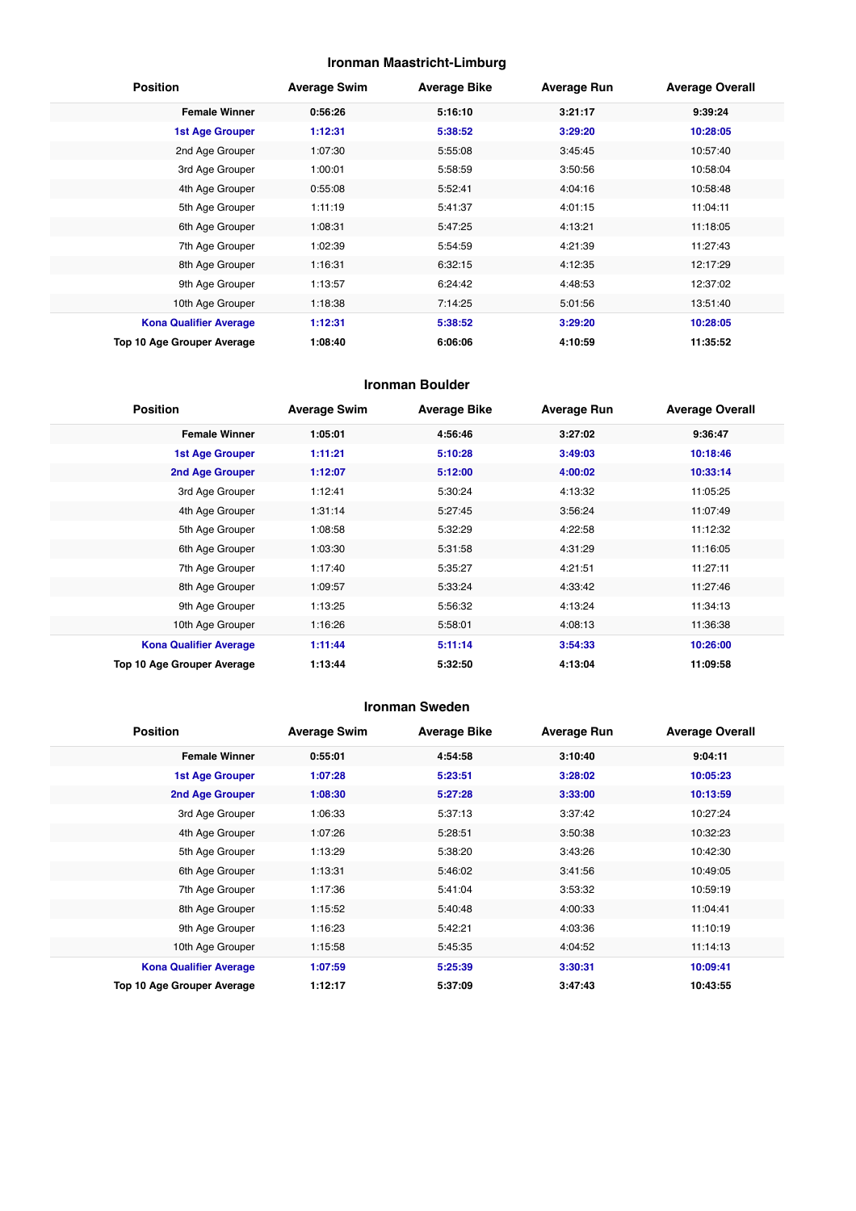## Ironman Maastricht-Limburg

| Position | Average Swim | Average Bike | Average Run | Average Overall |
|---|---|---|---|---|
| **Female Winner** | **0:56:26** | **5:16:10** | **3:21:17** | **9:39:24** |
| **1st Age Grouper** | **1:12:31** | **5:38:52** | **3:29:20** | **10:28:05** |
| 2nd Age Grouper | 1:07:30 | 5:55:08 | 3:45:45 | 10:57:40 |
| 3rd Age Grouper | 1:00:01 | 5:58:59 | 3:50:56 | 10:58:04 |
| 4th Age Grouper | 0:55:08 | 5:52:41 | 4:04:16 | 10:58:48 |
| 5th Age Grouper | 1:11:19 | 5:41:37 | 4:01:15 | 11:04:11 |
| 6th Age Grouper | 1:08:31 | 5:47:25 | 4:13:21 | 11:18:05 |
| 7th Age Grouper | 1:02:39 | 5:54:59 | 4:21:39 | 11:27:43 |
| 8th Age Grouper | 1:16:31 | 6:32:15 | 4:12:35 | 12:17:29 |
| 9th Age Grouper | 1:13:57 | 6:24:42 | 4:48:53 | 12:37:02 |
| 10th Age Grouper | 1:18:38 | 7:14:25 | 5:01:56 | 13:51:40 |
| **Kona Qualifier Average** | **1:12:31** | **5:38:52** | **3:29:20** | **10:28:05** |
| **Top 10 Age Grouper Average** | **1:08:40** | **6:06:06** | **4:10:59** | **11:35:52** |

## Ironman Boulder

| Position | Average Swim | Average Bike | Average Run | Average Overall |
|---|---|---|---|---|
| **Female Winner** | **1:05:01** | **4:56:46** | **3:27:02** | **9:36:47** |
| **1st Age Grouper** | **1:11:21** | **5:10:28** | **3:49:03** | **10:18:46** |
| **2nd Age Grouper** | **1:12:07** | **5:12:00** | **4:00:02** | **10:33:14** |
| 3rd Age Grouper | 1:12:41 | 5:30:24 | 4:13:32 | 11:05:25 |
| 4th Age Grouper | 1:31:14 | 5:27:45 | 3:56:24 | 11:07:49 |
| 5th Age Grouper | 1:08:58 | 5:32:29 | 4:22:58 | 11:12:32 |
| 6th Age Grouper | 1:03:30 | 5:31:58 | 4:31:29 | 11:16:05 |
| 7th Age Grouper | 1:17:40 | 5:35:27 | 4:21:51 | 11:27:11 |
| 8th Age Grouper | 1:09:57 | 5:33:24 | 4:33:42 | 11:27:46 |
| 9th Age Grouper | 1:13:25 | 5:56:32 | 4:13:24 | 11:34:13 |
| 10th Age Grouper | 1:16:26 | 5:58:01 | 4:08:13 | 11:36:38 |
| **Kona Qualifier Average** | **1:11:44** | **5:11:14** | **3:54:33** | **10:26:00** |
| **Top 10 Age Grouper Average** | **1:13:44** | **5:32:50** | **4:13:04** | **11:09:58** |

## Ironman Sweden

| Position | Average Swim | Average Bike | Average Run | Average Overall |
|---|---|---|---|---|
| **Female Winner** | **0:55:01** | **4:54:58** | **3:10:40** | **9:04:11** |
| **1st Age Grouper** | **1:07:28** | **5:23:51** | **3:28:02** | **10:05:23** |
| **2nd Age Grouper** | **1:08:30** | **5:27:28** | **3:33:00** | **10:13:59** |
| 3rd Age Grouper | 1:06:33 | 5:37:13 | 3:37:42 | 10:27:24 |
| 4th Age Grouper | 1:07:26 | 5:28:51 | 3:50:38 | 10:32:23 |
| 5th Age Grouper | 1:13:29 | 5:38:20 | 3:43:26 | 10:42:30 |
| 6th Age Grouper | 1:13:31 | 5:46:02 | 3:41:56 | 10:49:05 |
| 7th Age Grouper | 1:17:36 | 5:41:04 | 3:53:32 | 10:59:19 |
| 8th Age Grouper | 1:15:52 | 5:40:48 | 4:00:33 | 11:04:41 |
| 9th Age Grouper | 1:16:23 | 5:42:21 | 4:03:36 | 11:10:19 |
| 10th Age Grouper | 1:15:58 | 5:45:35 | 4:04:52 | 11:14:13 |
| **Kona Qualifier Average** | **1:07:59** | **5:25:39** | **3:30:31** | **10:09:41** |
| **Top 10 Age Grouper Average** | **1:12:17** | **5:37:09** | **3:47:43** | **10:43:55** |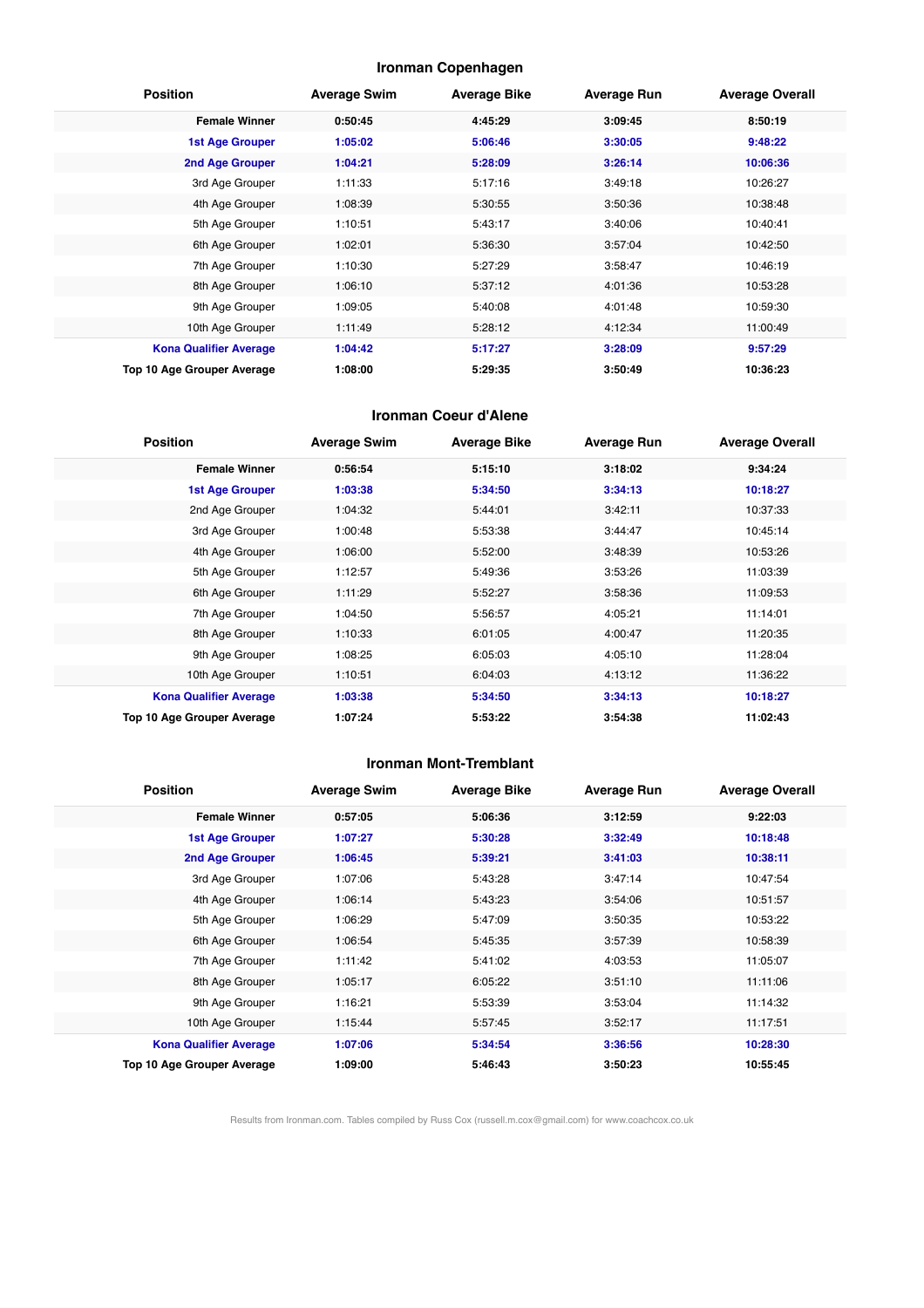## Ironman Copenhagen

| Position | Average Swim | Average Bike | Average Run | Average Overall |
|---|---|---|---|---|
| **Female Winner** | **0:50:45** | **4:45:29** | **3:09:45** | **8:50:19** |
| **1st Age Grouper** | **1:05:02** | **5:06:46** | **3:30:05** | **9:48:22** |
| **2nd Age Grouper** | **1:04:21** | **5:28:09** | **3:26:14** | **10:06:36** |
| 3rd Age Grouper | 1:11:33 | 5:17:16 | 3:49:18 | 10:26:27 |
| 4th Age Grouper | 1:08:39 | 5:30:55 | 3:50:36 | 10:38:48 |
| 5th Age Grouper | 1:10:51 | 5:43:17 | 3:40:06 | 10:40:41 |
| 6th Age Grouper | 1:02:01 | 5:36:30 | 3:57:04 | 10:42:50 |
| 7th Age Grouper | 1:10:30 | 5:27:29 | 3:58:47 | 10:46:19 |
| 8th Age Grouper | 1:06:10 | 5:37:12 | 4:01:36 | 10:53:28 |
| 9th Age Grouper | 1:09:05 | 5:40:08 | 4:01:48 | 10:59:30 |
| 10th Age Grouper | 1:11:49 | 5:28:12 | 4:12:34 | 11:00:49 |
| **Kona Qualifier Average** | **1:04:42** | **5:17:27** | **3:28:09** | **9:57:29** |
| **Top 10 Age Grouper Average** | **1:08:00** | **5:29:35** | **3:50:49** | **10:36:23** |

## Ironman Coeur d'Alene

| Position | Average Swim | Average Bike | Average Run | Average Overall |
|---|---|---|---|---|
| **Female Winner** | **0:56:54** | **5:15:10** | **3:18:02** | **9:34:24** |
| **1st Age Grouper** | **1:03:38** | **5:34:50** | **3:34:13** | **10:18:27** |
| 2nd Age Grouper | 1:04:32 | 5:44:01 | 3:42:11 | 10:37:33 |
| 3rd Age Grouper | 1:00:48 | 5:53:38 | 3:44:47 | 10:45:14 |
| 4th Age Grouper | 1:06:00 | 5:52:00 | 3:48:39 | 10:53:26 |
| 5th Age Grouper | 1:12:57 | 5:49:36 | 3:53:26 | 11:03:39 |
| 6th Age Grouper | 1:11:29 | 5:52:27 | 3:58:36 | 11:09:53 |
| 7th Age Grouper | 1:04:50 | 5:56:57 | 4:05:21 | 11:14:01 |
| 8th Age Grouper | 1:10:33 | 6:01:05 | 4:00:47 | 11:20:35 |
| 9th Age Grouper | 1:08:25 | 6:05:03 | 4:05:10 | 11:28:04 |
| 10th Age Grouper | 1:10:51 | 6:04:03 | 4:13:12 | 11:36:22 |
| **Kona Qualifier Average** | **1:03:38** | **5:34:50** | **3:34:13** | **10:18:27** |
| **Top 10 Age Grouper Average** | **1:07:24** | **5:53:22** | **3:54:38** | **11:02:43** |

## Ironman Mont-Tremblant

| Position | Average Swim | Average Bike | Average Run | Average Overall |
|---|---|---|---|---|
| **Female Winner** | **0:57:05** | **5:06:36** | **3:12:59** | **9:22:03** |
| **1st Age Grouper** | **1:07:27** | **5:30:28** | **3:32:49** | **10:18:48** |
| **2nd Age Grouper** | **1:06:45** | **5:39:21** | **3:41:03** | **10:38:11** |
| 3rd Age Grouper | 1:07:06 | 5:43:28 | 3:47:14 | 10:47:54 |
| 4th Age Grouper | 1:06:14 | 5:43:23 | 3:54:06 | 10:51:57 |
| 5th Age Grouper | 1:06:29 | 5:47:09 | 3:50:35 | 10:53:22 |
| 6th Age Grouper | 1:06:54 | 5:45:35 | 3:57:39 | 10:58:39 |
| 7th Age Grouper | 1:11:42 | 5:41:02 | 4:03:53 | 11:05:07 |
| 8th Age Grouper | 1:05:17 | 6:05:22 | 3:51:10 | 11:11:06 |
| 9th Age Grouper | 1:16:21 | 5:53:39 | 3:53:04 | 11:14:32 |
| 10th Age Grouper | 1:15:44 | 5:57:45 | 3:52:17 | 11:17:51 |
| **Kona Qualifier Average** | **1:07:06** | **5:34:54** | **3:36:56** | **10:28:30** |
| **Top 10 Age Grouper Average** | **1:09:00** | **5:46:43** | **3:50:23** | **10:55:45** |

Results from Ironman.com. Tables compiled by Russ Cox (russell.m.cox@gmail.com) for www.coachcox.co.uk